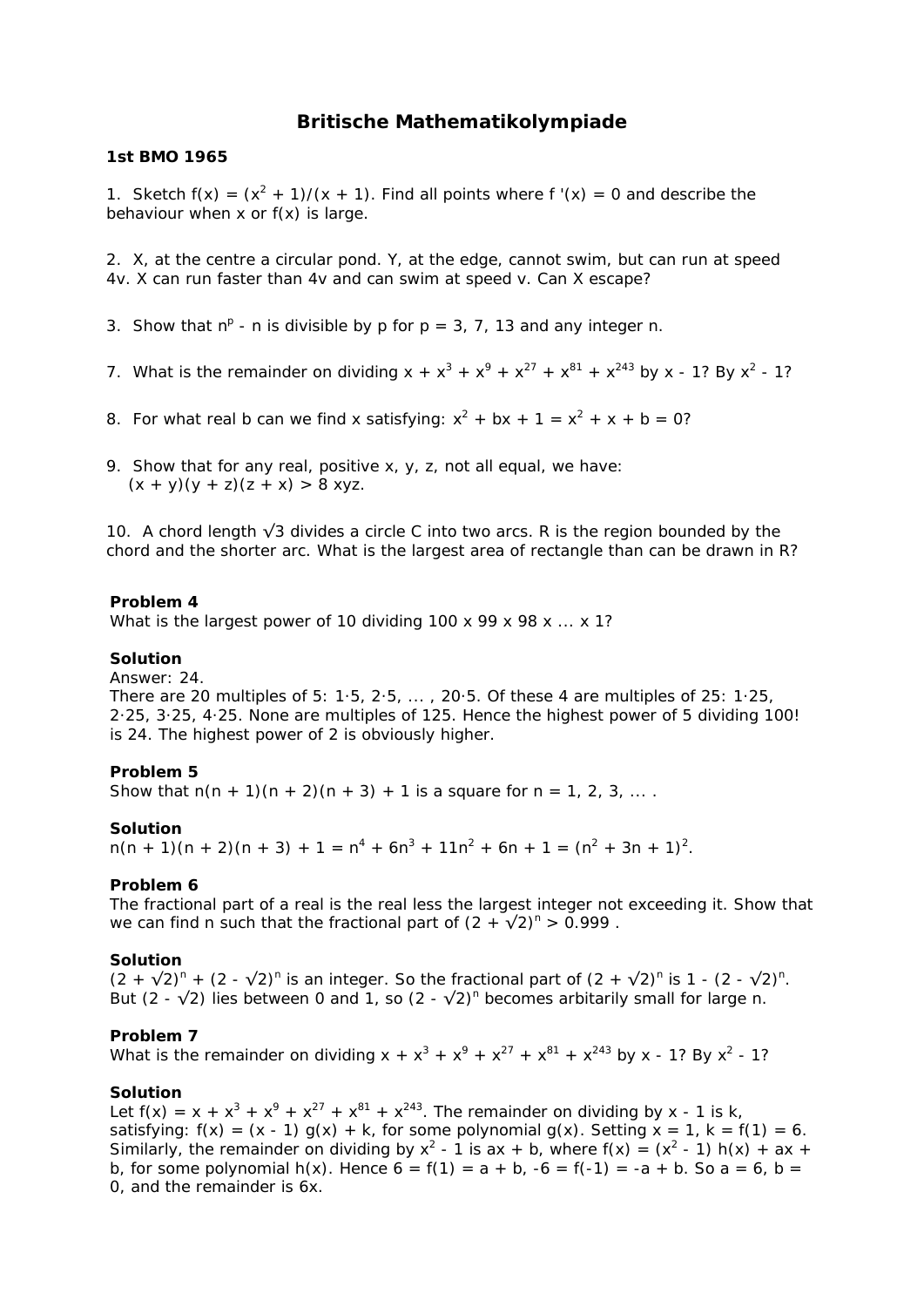# Britische Mathematikolympiade

**1st BMO 1965**

1. Sketch $f(x) = (x^2 + 1)/(x + 1)$. Find all points where $f'(x) = 0$ and describe the behaviour when x or f(x) is large.

2. X, at the centre a circular pond. Y, at the edge, cannot swim, but can run at speed 4v. X can run faster than 4v and can swim at speed v. Can X escape?

3. Show that $n^p - n$ is divisible by p for p = 3, 7, 13 and any integer n.

7. What is the remainder on dividing $x + x^3 + x^9 + x^{27} + x^{81} + x^{243}$ by $x - 1$? By $x^2 - 1$?

8. For what real b can we find x satisfying: $x^2 + bx + 1 = x^2 + x + b = 0$?

9. Show that for any real, positive x, y, z, not all equal, we have:
   $(x + y)(y + z)(z + x) > 8xyz$.

10. A chord length $\sqrt{3}$ divides a circle C into two arcs. R is the region bounded by the chord and the shorter arc. What is the largest area of rectangle than can be drawn in R?

**Problem 4**

What is the largest power of 10 dividing 100 x 99 x 98 x ... x 1?

**Solution**

Answer: 24.

There are 20 multiples of 5: $1 \cdot 5, 2 \cdot 5, \ldots, 20 \cdot 5$. Of these 4 are multiples of 25: $1 \cdot 25$, $2 \cdot 25$, $3 \cdot 25$, $4 \cdot 25$. None are multiples of 125. Hence the highest power of 5 dividing 100! is 24. The highest power of 2 is obviously higher.

**Problem 5**

Show that $n(n + 1)(n + 2)(n + 3) + 1$ is a square for n = 1, 2, 3, ... .

**Solution**

$n(n + 1)(n + 2)(n + 3) + 1 = n^4 + 6n^3 + 11n^2 + 6n + 1 = (n^2 + 3n + 1)^2$.

**Problem 6**

The fractional part of a real is the real less the largest integer not exceeding it. Show that we can find n such that the fractional part of $(2 + \sqrt{2})^n > 0.999$ .

**Solution**

$(2 + \sqrt{2})^n + (2 - \sqrt{2})^n$ is an integer. So the fractional part of $(2 + \sqrt{2})^n$ is $1 - (2 - \sqrt{2})^n$. But $(2 - \sqrt{2})$ lies between 0 and 1, so $(2 - \sqrt{2})^n$ becomes arbitarily small for large n.

**Problem 7**

What is the remainder on dividing $x + x^3 + x^9 + x^{27} + x^{81} + x^{243}$ by $x - 1$? By $x^2 - 1$?

**Solution**

Let $f(x) = x + x^3 + x^9 + x^{27} + x^{81} + x^{243}$. The remainder on dividing by $x - 1$ is k, satisfying: $f(x) = (x - 1) g(x) + k$, for some polynomial g(x). Setting x = 1, k = f(1) = 6. Similarly, the remainder on dividing by $x^2 - 1$ is $ax + b$, where $f(x) = (x^2 - 1) h(x) + ax + b$, for some polynomial h(x). Hence $6 = f(1) = a + b$, $-6 = f(-1) = -a + b$. So a = 6, b = 0, and the remainder is 6x.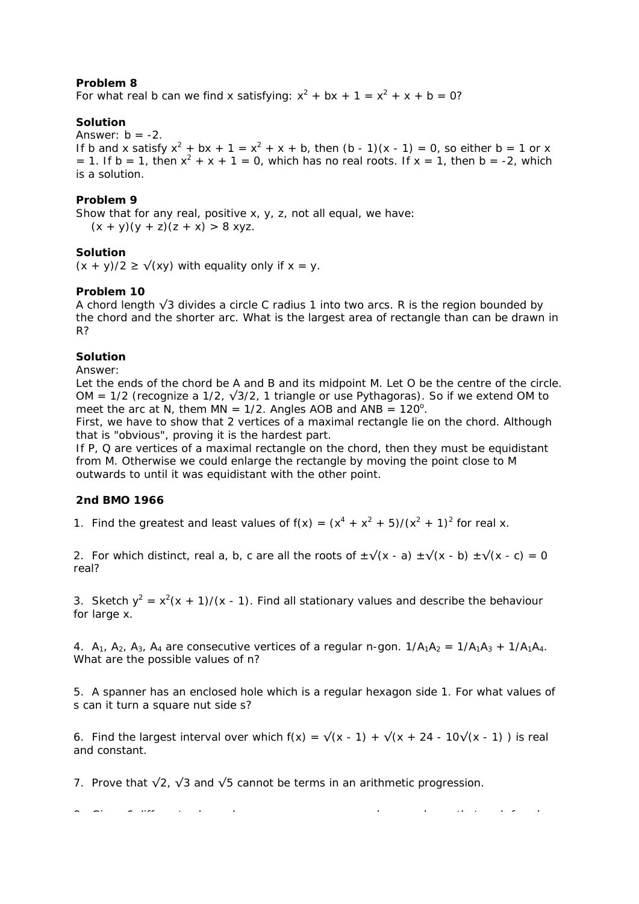**Problem 8**
For what real b can we find x satisfying: $x^2 + bx + 1 = x^2 + x + b = 0$?

**Solution**
Answer: b = -2.
If b and x satisfy $x^2 + bx + 1 = x^2 + x + b$, then $(b - 1)(x - 1) = 0$, so either b = 1 or x = 1. If b = 1, then $x^2 + x + 1 = 0$, which has no real roots. If x = 1, then b = -2, which is a solution.

**Problem 9**
Show that for any real, positive x, y, z, not all equal, we have:

$(x + y)(y + z)(z + x) > 8 xyz$.

**Solution**
$(x + y)/2 \geq \sqrt{xy}$ with equality only if x = y.

**Problem 10**
A chord length $\sqrt{3}$ divides a circle C radius 1 into two arcs. R is the region bounded by the chord and the shorter arc. What is the largest area of rectangle than can be drawn in R?

**Solution**
Answer:
Let the ends of the chord be A and B and its midpoint M. Let O be the centre of the circle. OM = 1/2 (recognize a 1/2, $\sqrt{3}/2$, 1 triangle or use Pythagoras). So if we extend OM to meet the arc at N, them MN = 1/2. Angles AOB and ANB = $120^{\circ}$.
First, we have to show that 2 vertices of a maximal rectangle lie on the chord. Although that is "obvious", proving it is the hardest part.
If P, Q are vertices of a maximal rectangle on the chord, then they must be equidistant from M. Otherwise we could enlarge the rectangle by moving the point close to M outwards to until it was equidistant with the other point.

**2nd BMO 1966**

1. Find the greatest and least values of $f(x) = (x^4 + x^2 + 5)/(x^2 + 1)^2$ for real x.

2. For which distinct, real a, b, c are all the roots of $\pm\sqrt{x - a} \pm\sqrt{x - b} \pm\sqrt{x - c} = 0$ real?

3. Sketch $y^2 = x^2(x + 1)/(x - 1)$. Find all stationary values and describe the behaviour for large x.

4. $A_1, A_2, A_3, A_4$ are consecutive vertices of a regular n-gon. $1/A_1A_2 = 1/A_1A_3 + 1/A_1A_4$. What are the possible values of n?

5. A spanner has an enclosed hole which is a regular hexagon side 1. For what values of s can it turn a square nut side s?

6. Find the largest interval over which $f(x) = \sqrt{x - 1} + \sqrt{x + 24 - 10\sqrt{x - 1}}$ is real and constant.

7. Prove that $\sqrt{2}$, $\sqrt{3}$ and $\sqrt{5}$ cannot be terms in an arithmetic progression.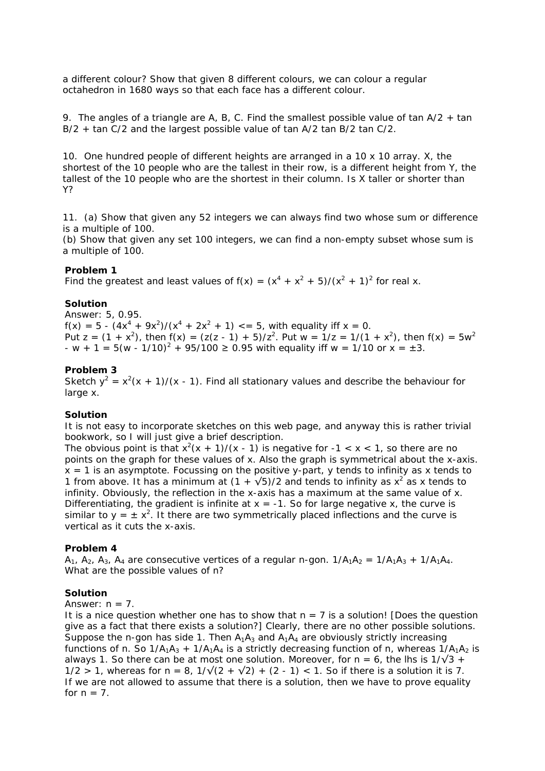a different colour? Show that given 8 different colours, we can colour a regular octahedron in 1680 ways so that each face has a different colour.

9. The angles of a triangle are A, B, C. Find the smallest possible value of $\tan A/2 + \tan B/2 + \tan C/2$ and the largest possible value of $\tan A/2 \tan B/2 \tan C/2$.

10. One hundred people of different heights are arranged in a 10 x 10 array. X, the shortest of the 10 people who are the tallest in their row, is a different height from Y, the tallest of the 10 people who are the shortest in their column. Is X taller or shorter than Y?

11. (a) Show that given any 52 integers we can always find two whose sum or difference is a multiple of 100.
(b) Show that given any set 100 integers, we can find a non-empty subset whose sum is a multiple of 100.

**Problem 1**
Find the greatest and least values of $f(x) = (x^4 + x^2 + 5)/(x^2 + 1)^2$ for real x.

**Solution**
Answer: 5, 0.95.
$f(x) = 5 - (4x^4 + 9x^2)/(x^4 + 2x^2 + 1) \le 5$, with equality iff $x = 0$.
Put $z = (1 + x^2)$, then $f(x) = (z(z - 1) + 5)/z^2$. Put $w = 1/z = 1/(1 + x^2)$, then $f(x) = 5w^2 - w + 1 = 5(w - 1/10)^2 + 95/100 \ge 0.95$ with equality iff $w = 1/10$ or $x = \pm 3$.

**Problem 3**
Sketch $y^2 = x^2(x + 1)/(x - 1)$. Find all stationary values and describe the behaviour for large x.

**Solution**
It is not easy to incorporate sketches on this web page, and anyway this is rather trivial bookwork, so I will just give a brief description.
The obvious point is that $x^2(x + 1)/(x - 1)$ is negative for $-1 < x < 1$, so there are no points on the graph for these values of x. Also the graph is symmetrical about the x-axis. $x = 1$ is an asymptote. Focussing on the positive y-part, y tends to infinity as x tends to 1 from above. It has a minimum at $(1 + \sqrt{5})/2$ and tends to infinity as $x^2$ as x tends to infinity. Obviously, the reflection in the x-axis has a maximum at the same value of x. Differentiating, the gradient is infinite at $x = -1$. So for large negative x, the curve is similar to $y = \pm x^2$. It there are two symmetrically placed inflections and the curve is vertical as it cuts the x-axis.

**Problem 4**
$A_1$, $A_2$, $A_3$, $A_4$ are consecutive vertices of a regular n-gon. $1/A_1A_2 = 1/A_1A_3 + 1/A_1A_4$. What are the possible values of n?

**Solution**
Answer: $n = 7$.
It is a nice question whether one has to show that $n = 7$ is a solution! [Does the question give as a fact that there exists a solution?] Clearly, there are no other possible solutions. Suppose the n-gon has side 1. Then $A_1A_3$ and $A_1A_4$ are obviously strictly increasing functions of n. So $1/A_1A_3 + 1/A_1A_4$ is a strictly decreasing function of n, whereas $1/A_1A_2$ is always 1. So there can be at most one solution. Moreover, for $n = 6$, the lhs is $1/\sqrt{3} + 1/2 > 1$, whereas for $n = 8$, $1/\sqrt{(2 + \sqrt{2})} + (2 - 1) < 1$. So if there is a solution it is 7. If we are not allowed to assume that there is a solution, then we have to prove equality for $n = 7$.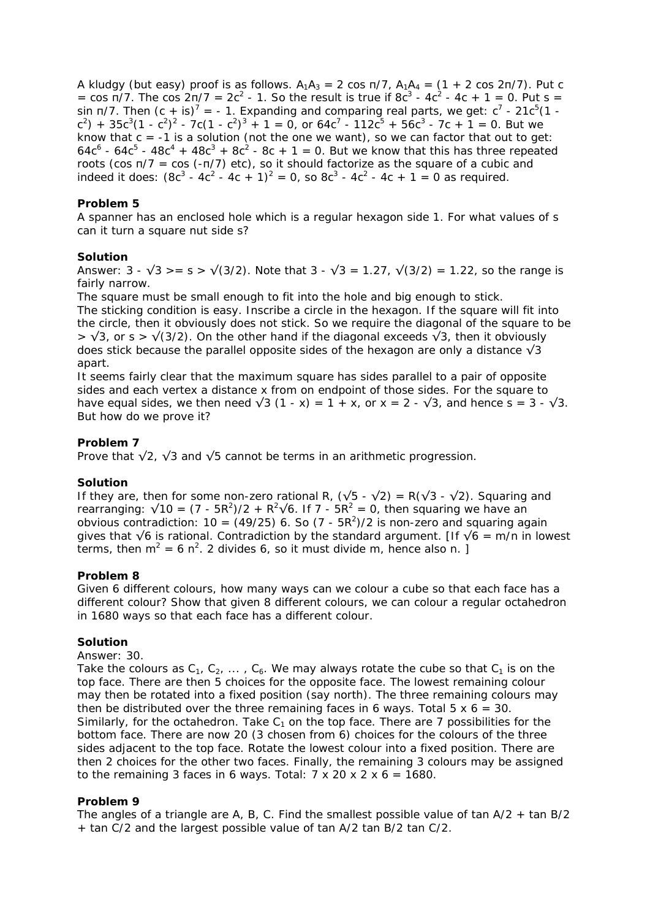A kludgy (but easy) proof is as follows. $A_1A_3 = 2 \cos \pi/7$, $A_1A_4 = (1 + 2 \cos 2\pi/7)$. Put $c = \cos \pi/7$. The $\cos 2\pi/7 = 2c^2 - 1$. So the result is true if $8c^3 - 4c^2 - 4c + 1 = 0$. Put $s = \sin \pi/7$. Then $(c + is)^7 = -1$. Expanding and comparing real parts, we get: $c^7 - 21c^5(1 - c^2) + 35c^3(1 - c^2)^2 - 7c(1 - c^2)^3 + 1 = 0$, or $64c^7 - 112c^5 + 56c^3 - 7c + 1 = 0$. But we know that $c = -1$ is a solution (not the one we want), so we can factor that out to get: $64c^6 - 64c^5 - 48c^4 + 48c^3 + 8c^2 - 8c + 1 = 0$. But we know that this has three repeated roots ($\cos \pi/7 = \cos(-\pi/7)$ etc), so it should factorize as the square of a cubic and indeed it does: $(8c^3 - 4c^2 - 4c + 1)^2 = 0$, so $8c^3 - 4c^2 - 4c + 1 = 0$ as required.

**Problem 5**

A spanner has an enclosed hole which is a regular hexagon side 1. For what values of s can it turn a square nut side s?

**Solution**

Answer: $3 - \sqrt{3} \geq s > \sqrt{3/2}$. Note that $3 - \sqrt{3} = 1.27$, $\sqrt{3/2} = 1.22$, so the range is fairly narrow.

The square must be small enough to fit into the hole and big enough to stick.

The sticking condition is easy. Inscribe a circle in the hexagon. If the square will fit into the circle, then it obviously does not stick. So we require the diagonal of the square to be $> \sqrt{3}$, or $s > \sqrt{3/2}$. On the other hand if the diagonal exceeds $\sqrt{3}$, then it obviously does stick because the parallel opposite sides of the hexagon are only a distance $\sqrt{3}$ apart.

It seems fairly clear that the maximum square has sides parallel to a pair of opposite sides and each vertex a distance x from on endpoint of those sides. For the square to have equal sides, we then need $\sqrt{3}(1 - x) = 1 + x$, or $x = 2 - \sqrt{3}$, and hence $s = 3 - \sqrt{3}$. But how do we prove it?

**Problem 7**

Prove that $\sqrt{2}$, $\sqrt{3}$ and $\sqrt{5}$ cannot be terms in an arithmetic progression.

**Solution**

If they are, then for some non-zero rational R, $(\sqrt{5} - \sqrt{2}) = R(\sqrt{3} - \sqrt{2})$. Squaring and rearranging: $\sqrt{10} = (7 - 5R^2)/2 + R^2\sqrt{6}$. If $7 - 5R^2 = 0$, then squaring we have an obvious contradiction: $10 = (49/25)\,6$. So $(7 - 5R^2)/2$ is non-zero and squaring again gives that $\sqrt{6}$ is rational. Contradiction by the standard argument. [If $\sqrt{6} = m/n$ in lowest terms, then $m^2 = 6n^2$. 2 divides 6, so it must divide m, hence also n. ]

**Problem 8**

Given 6 different colours, how many ways can we colour a cube so that each face has a different colour? Show that given 8 different colours, we can colour a regular octahedron in 1680 ways so that each face has a different colour.

**Solution**

Answer: 30.

Take the colours as $C_1, C_2, \ldots, C_6$. We may always rotate the cube so that $C_1$ is on the top face. There are then 5 choices for the opposite face. The lowest remaining colour may then be rotated into a fixed position (say north). The three remaining colours may then be distributed over the three remaining faces in 6 ways. Total $5 \times 6 = 30$.

Similarly, for the octahedron. Take $C_1$ on the top face. There are 7 possibilities for the bottom face. There are now 20 (3 chosen from 6) choices for the colours of the three sides adjacent to the top face. Rotate the lowest colour into a fixed position. There are then 2 choices for the other two faces. Finally, the remaining 3 colours may be assigned to the remaining 3 faces in 6 ways. Total: $7 \times 20 \times 2 \times 6 = 1680$.

**Problem 9**

The angles of a triangle are A, B, C. Find the smallest possible value of $\tan A/2 + \tan B/2 + \tan C/2$ and the largest possible value of $\tan A/2 \tan B/2 \tan C/2$.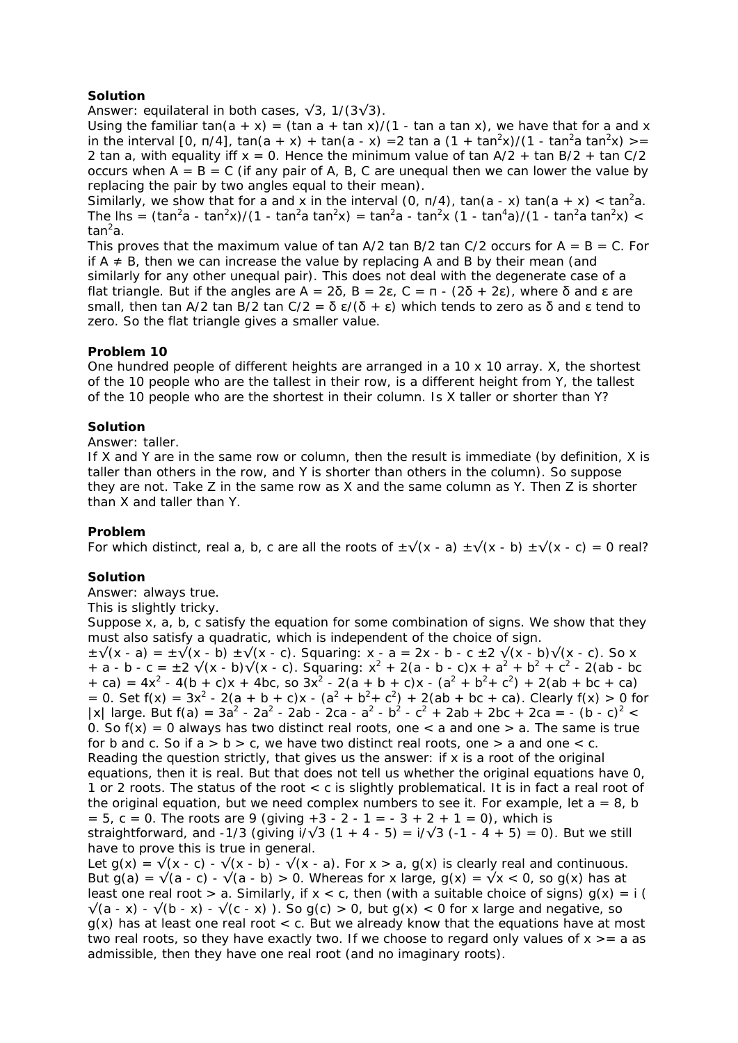**Solution**

Answer: equilateral in both cases, $\sqrt{3}$, $1/(3\sqrt{3})$.

Using the familiar $\tan(a + x) = (\tan a + \tan x)/(1 - \tan a \tan x)$, we have that for a and x in the interval $[0, \pi/4]$, $\tan(a + x) + \tan(a - x) = 2 \tan a (1 + \tan^2 x)/(1 - \tan^2 a \tan^2 x) >= 2 \tan a$, with equality iff $x = 0$. Hence the minimum value of $\tan A/2 + \tan B/2 + \tan C/2$ occurs when $A = B = C$ (if any pair of A, B, C are unequal then we can lower the value by replacing the pair by two angles equal to their mean).

Similarly, we show that for a and x in the interval $(0, \pi/4)$, $\tan(a - x) \tan(a + x) < \tan^2 a$. The lhs $= (\tan^2 a - \tan^2 x)/(1 - \tan^2 a \tan^2 x) = \tan^2 a - \tan^2 x (1 - \tan^4 a)/(1 - \tan^2 a \tan^2 x) < \tan^2 a$.

This proves that the maximum value of $\tan A/2 \tan B/2 \tan C/2$ occurs for $A = B = C$. For if $A \neq B$, then we can increase the value by replacing A and B by their mean (and similarly for any other unequal pair). This does not deal with the degenerate case of a flat triangle. But if the angles are $A = 2\delta$, $B = 2\varepsilon$, $C = \pi - (2\delta + 2\varepsilon)$, where $\delta$ and $\varepsilon$ are small, then $\tan A/2 \tan B/2 \tan C/2 = \delta \varepsilon/(\delta + \varepsilon)$ which tends to zero as $\delta$ and $\varepsilon$ tend to zero. So the flat triangle gives a smaller value.

**Problem 10**

One hundred people of different heights are arranged in a 10 x 10 array. X, the shortest of the 10 people who are the tallest in their row, is a different height from Y, the tallest of the 10 people who are the shortest in their column. Is X taller or shorter than Y?

**Solution**

Answer: taller.

If X and Y are in the same row or column, then the result is immediate (by definition, X is taller than others in the row, and Y is shorter than others in the column). So suppose they are not. Take Z in the same row as X and the same column as Y. Then Z is shorter than X and taller than Y.

**Problem**

For which distinct, real a, b, c are all the roots of $\pm\sqrt{x - a} \pm\sqrt{x - b} \pm\sqrt{x - c} = 0$ real?

**Solution**

Answer: always true.

This is slightly tricky.

Suppose x, a, b, c satisfy the equation for some combination of signs. We show that they must also satisfy a quadratic, which is independent of the choice of sign.

$\pm\sqrt{x - a} = \pm\sqrt{x - b} \pm\sqrt{x - c}$. Squaring: $x - a = 2x - b - c \pm 2 \sqrt{x - b}\sqrt{x - c}$. So $x + a - b - c = \pm 2 \sqrt{x - b}\sqrt{x - c}$. Squaring: $x^2 + 2(a - b - c)x + a^2 + b^2 + c^2 - 2(ab - bc + ca) = 4x^2 - 4(b + c)x + 4bc$, so $3x^2 - 2(a + b + c)x - (a^2 + b^2 + c^2) + 2(ab + bc + ca) = 0$. Set $f(x) = 3x^2 - 2(a + b + c)x - (a^2 + b^2 + c^2) + 2(ab + bc + ca)$. Clearly $f(x) > 0$ for $|x|$ large. But $f(a) = 3a^2 - 2a^2 - 2ab - 2ca - a^2 - b^2 - c^2 + 2ab + 2bc + 2ca = -(b - c)^2 < 0$. So $f(x) = 0$ always has two distinct real roots, one $< a$ and one $> a$. The same is true for b and c. So if $a > b > c$, we have two distinct real roots, one $> a$ and one $< c$.

Reading the question strictly, that gives us the answer: if x is a root of the original equations, then it is real. But that does not tell us whether the original equations have 0, 1 or 2 roots. The status of the root $< c$ is slightly problematical. It is in fact a real root of the original equation, but we need complex numbers to see it. For example, let $a = 8$, $b = 5$, $c = 0$. The roots are 9 (giving $+3 - 2 - 1 = -3 + 2 + 1 = 0$), which is straightforward, and $-1/3$ (giving $i/\sqrt{3} (1 + 4 - 5) = i/\sqrt{3} (-1 - 4 + 5) = 0$). But we still have to prove this is true in general.

Let $g(x) = \sqrt{x - c} - \sqrt{x - b} - \sqrt{x - a}$. For $x > a$, $g(x)$ is clearly real and continuous. But $g(a) = \sqrt{a - c} - \sqrt{a - b} > 0$. Whereas for x large, $g(x) = \sqrt{x} < 0$, so $g(x)$ has at least one real root $> a$. Similarly, if $x < c$, then (with a suitable choice of signs) $g(x) = i ( \sqrt{a - x} - \sqrt{b - x} - \sqrt{c - x} )$. So $g(c) > 0$, but $g(x) < 0$ for x large and negative, so $g(x)$ has at least one real root $< c$. But we already know that the equations have at most two real roots, so they have exactly two. If we choose to regard only values of $x >= a$ as admissible, then they have one real root (and no imaginary roots).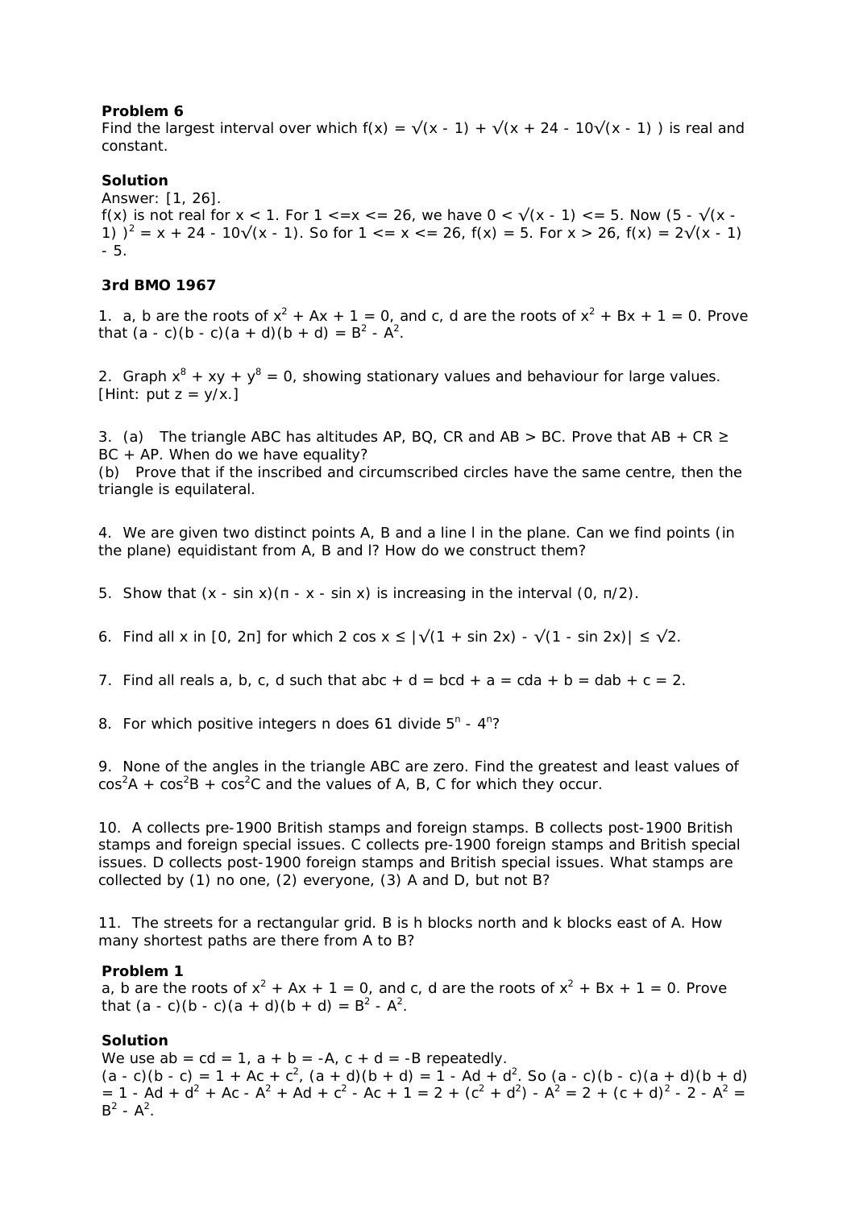**Problem 6**

Find the largest interval over which $f(x) = \sqrt{x - 1} + \sqrt{x + 24 - 10\sqrt{x - 1}}$ is real and constant.

**Solution**

Answer: [1, 26].

$f(x)$ is not real for $x < 1$. For $1 \le x \le 26$, we have $0 < \sqrt{x - 1} \le 5$. Now $(5 - \sqrt{x - 1})^2 = x + 24 - 10\sqrt{x - 1}$. So for $1 \le x \le 26$, $f(x) = 5$. For $x > 26$, $f(x) = 2\sqrt{x - 1} - 5$.

**3rd BMO 1967**

1. a, b are the roots of $x^2 + Ax + 1 = 0$, and c, d are the roots of $x^2 + Bx + 1 = 0$. Prove that $(a - c)(b - c)(a + d)(b + d) = B^2 - A^2$.

2. Graph $x^8 + xy + y^8 = 0$, showing stationary values and behaviour for large values. [Hint: put $z = y/x$.]

3. (a) The triangle ABC has altitudes AP, BQ, CR and AB > BC. Prove that AB + CR ≥ BC + AP. When do we have equality?
(b) Prove that if the inscribed and circumscribed circles have the same centre, then the triangle is equilateral.

4. We are given two distinct points A, B and a line l in the plane. Can we find points (in the plane) equidistant from A, B and l? How do we construct them?

5. Show that $(x - \sin x)(\pi - x - \sin x)$ is increasing in the interval $(0, \pi/2)$.

6. Find all x in $[0, 2\pi]$ for which $2 \cos x \le |\sqrt{1 + \sin 2x} - \sqrt{1 - \sin 2x}| \le \sqrt{2}$.

7. Find all reals a, b, c, d such that $abc + d = bcd + a = cda + b = dab + c = 2$.

8. For which positive integers n does 61 divide $5^n - 4^n$?

9. None of the angles in the triangle ABC are zero. Find the greatest and least values of $\cos^2 A + \cos^2 B + \cos^2 C$ and the values of A, B, C for which they occur.

10. A collects pre-1900 British stamps and foreign stamps. B collects post-1900 British stamps and foreign special issues. C collects pre-1900 foreign stamps and British special issues. D collects post-1900 foreign stamps and British special issues. What stamps are collected by (1) no one, (2) everyone, (3) A and D, but not B?

11. The streets for a rectangular grid. B is h blocks north and k blocks east of A. How many shortest paths are there from A to B?

**Problem 1**

a, b are the roots of $x^2 + Ax + 1 = 0$, and c, d are the roots of $x^2 + Bx + 1 = 0$. Prove that $(a - c)(b - c)(a + d)(b + d) = B^2 - A^2$.

**Solution**

We use $ab = cd = 1$, $a + b = -A$, $c + d = -B$ repeatedly.

$(a - c)(b - c) = 1 + Ac + c^2$, $(a + d)(b + d) = 1 - Ad + d^2$. So $(a - c)(b - c)(a + d)(b + d) = 1 - Ad + d^2 + Ac - A^2 + Ad + c^2 - Ac + 1 = 2 + (c^2 + d^2) - A^2 = 2 + (c + d)^2 - 2 - A^2 = B^2 - A^2$.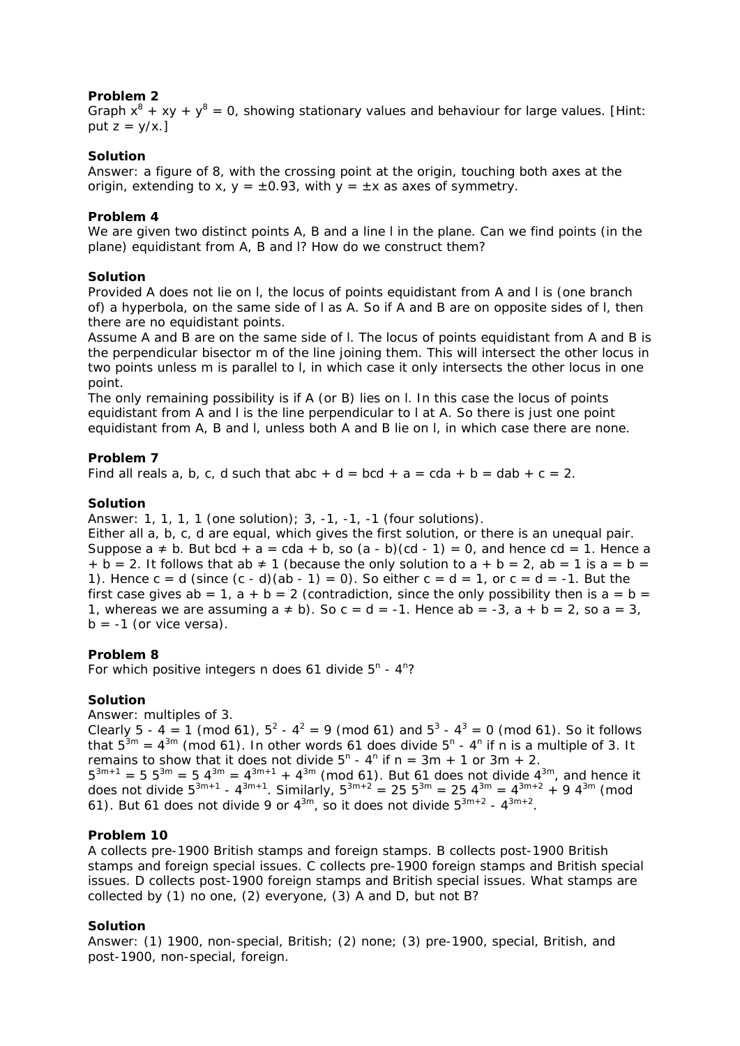**Problem 2**

Graph $x^8 + xy + y^8 = 0$, showing stationary values and behaviour for large values. [Hint: put $z = y/x$.]

**Solution**

Answer: a figure of 8, with the crossing point at the origin, touching both axes at the origin, extending to $x, y = \pm 0.93$, with $y = \pm x$ as axes of symmetry.

**Problem 4**

We are given two distinct points A, B and a line l in the plane. Can we find points (in the plane) equidistant from A, B and l? How do we construct them?

**Solution**

Provided A does not lie on l, the locus of points equidistant from A and l is (one branch of) a hyperbola, on the same side of l as A. So if A and B are on opposite sides of l, then there are no equidistant points.

Assume A and B are on the same side of l. The locus of points equidistant from A and B is the perpendicular bisector m of the line joining them. This will intersect the other locus in two points unless m is parallel to l, in which case it only intersects the other locus in one point.

The only remaining possibility is if A (or B) lies on l. In this case the locus of points equidistant from A and l is the line perpendicular to l at A. So there is just one point equidistant from A, B and l, unless both A and B lie on l, in which case there are none.

**Problem 7**

Find all reals a, b, c, d such that $abc + d = bcd + a = cda + b = dab + c = 2$.

**Solution**

Answer: 1, 1, 1, 1 (one solution); 3, -1, -1, -1 (four solutions).

Either all a, b, c, d are equal, which gives the first solution, or there is an unequal pair. Suppose $a \neq b$. But $bcd + a = cda + b$, so $(a - b)(cd - 1) = 0$, and hence $cd = 1$. Hence $a + b = 2$. It follows that $ab \neq 1$ (because the only solution to $a + b = 2$, $ab = 1$ is $a = b = 1$). Hence $c = d$ (since $(c - d)(ab - 1) = 0$). So either $c = d = 1$, or $c = d = -1$. But the first case gives $ab = 1$, $a + b = 2$ (contradiction, since the only possibility then is $a = b = 1$, whereas we are assuming $a \neq b$). So $c = d = -1$. Hence $ab = -3$, $a + b = 2$, so $a = 3$, $b = -1$ (or vice versa).

**Problem 8**

For which positive integers n does 61 divide $5^n - 4^n$?

**Solution**

Answer: multiples of 3.

Clearly $5 - 4 = 1 \pmod{61}$, $5^2 - 4^2 = 9 \pmod{61}$ and $5^3 - 4^3 = 0 \pmod{61}$. So it follows that $5^{3m} = 4^{3m} \pmod{61}$. In other words 61 does divide $5^n - 4^n$ if n is a multiple of 3. It remains to show that it does not divide $5^n - 4^n$ if $n = 3m + 1$ or $3m + 2$.

$5^{3m+1} = 5\ 5^{3m} = 5\ 4^{3m} = 4^{3m+1} + 4^{3m} \pmod{61}$. But 61 does not divide $4^{3m}$, and hence it does not divide $5^{3m+1} - 4^{3m+1}$. Similarly, $5^{3m+2} = 25\ 5^{3m} = 25\ 4^{3m} = 4^{3m+2} + 9\ 4^{3m} \pmod{61}$. But 61 does not divide 9 or $4^{3m}$, so it does not divide $5^{3m+2} - 4^{3m+2}$.

**Problem 10**

A collects pre-1900 British stamps and foreign stamps. B collects post-1900 British stamps and foreign special issues. C collects pre-1900 foreign stamps and British special issues. D collects post-1900 foreign stamps and British special issues. What stamps are collected by (1) no one, (2) everyone, (3) A and D, but not B?

**Solution**

Answer: (1) 1900, non-special, British; (2) none; (3) pre-1900, special, British, and post-1900, non-special, foreign.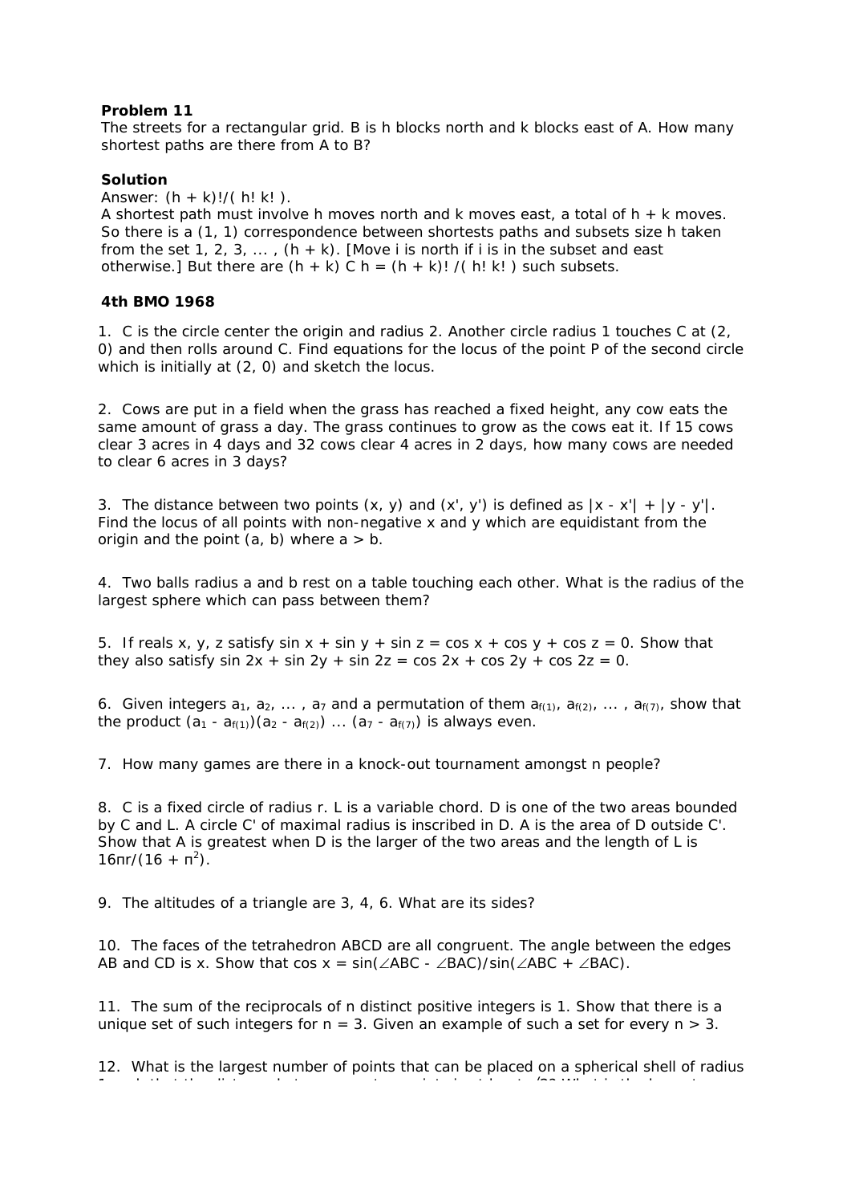**Problem 11**
The streets for a rectangular grid. B is h blocks north and k blocks east of A. How many shortest paths are there from A to B?

**Solution**
Answer: $(h + k)!/( h! k! )$.
A shortest path must involve h moves north and k moves east, a total of h + k moves. So there is a (1, 1) correspondence between shortests paths and subsets size h taken from the set 1, 2, 3, ... , (h + k). [Move i is north if i is in the subset and east otherwise.] But there are $(h + k) C h = (h + k)! /( h! k! )$ such subsets.

**4th BMO 1968**

1. C is the circle center the origin and radius 2. Another circle radius 1 touches C at (2, 0) and then rolls around C. Find equations for the locus of the point P of the second circle which is initially at (2, 0) and sketch the locus.

2. Cows are put in a field when the grass has reached a fixed height, any cow eats the same amount of grass a day. The grass continues to grow as the cows eat it. If 15 cows clear 3 acres in 4 days and 32 cows clear 4 acres in 2 days, how many cows are needed to clear 6 acres in 3 days?

3. The distance between two points (x, y) and (x', y') is defined as $|x - x'| + |y - y'|$. Find the locus of all points with non-negative x and y which are equidistant from the origin and the point (a, b) where $a > b$.

4. Two balls radius a and b rest on a table touching each other. What is the radius of the largest sphere which can pass between them?

5. If reals x, y, z satisfy $\sin x + \sin y + \sin z = \cos x + \cos y + \cos z = 0$. Show that they also satisfy $\sin 2x + \sin 2y + \sin 2z = \cos 2x + \cos 2y + \cos 2z = 0$.

6. Given integers $a_1, a_2, \ldots , a_7$ and a permutation of them $a_{f(1)}, a_{f(2)}, \ldots , a_{f(7)}$, show that the product $(a_1 - a_{f(1)})(a_2 - a_{f(2)}) \ldots (a_7 - a_{f(7)})$ is always even.

7. How many games are there in a knock-out tournament amongst n people?

8. C is a fixed circle of radius r. L is a variable chord. D is one of the two areas bounded by C and L. A circle C' of maximal radius is inscribed in D. A is the area of D outside C'. Show that A is greatest when D is the larger of the two areas and the length of L is $16\pi r/(16 + \pi^2)$.

9. The altitudes of a triangle are 3, 4, 6. What are its sides?

10. The faces of the tetrahedron ABCD are all congruent. The angle between the edges AB and CD is x. Show that $\cos x = \sin(\angle ABC - \angle BAC)/\sin(\angle ABC + \angle BAC)$.

11. The sum of the reciprocals of n distinct positive integers is 1. Show that there is a unique set of such integers for n = 3. Given an example of such a set for every $n > 3$.

12. What is the largest number of points that can be placed on a spherical shell of radius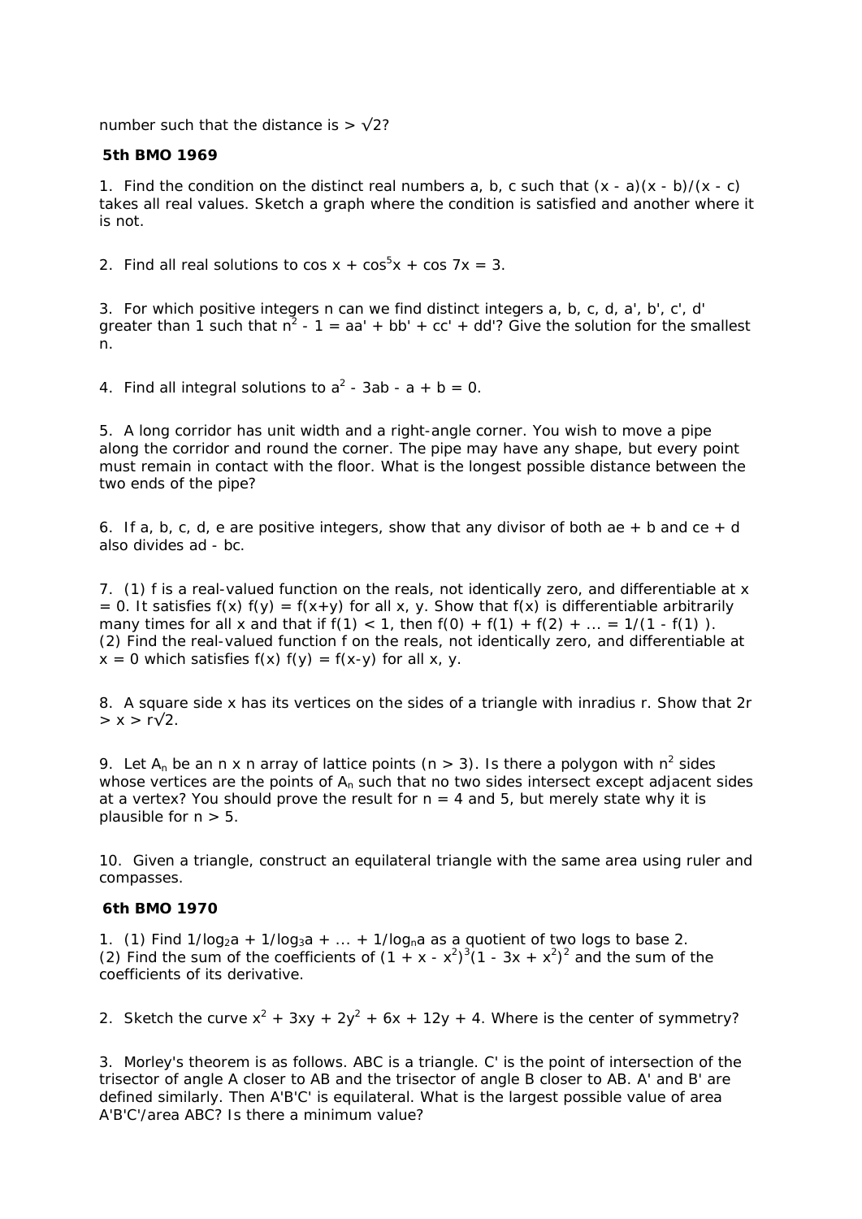number such that the distance is $> \sqrt{2}$?

### 5th BMO 1969

1. Find the condition on the distinct real numbers a, b, c such that $(x - a)(x - b)/(x - c)$ takes all real values. Sketch a graph where the condition is satisfied and another where it is not.

2. Find all real solutions to $\cos x + \cos^5 x + \cos 7x = 3$.

3. For which positive integers n can we find distinct integers a, b, c, d, a', b', c', d' greater than 1 such that $n^2 - 1 = aa' + bb' + cc' + dd'$? Give the solution for the smallest n.

4. Find all integral solutions to $a^2 - 3ab - a + b = 0$.

5. A long corridor has unit width and a right-angle corner. You wish to move a pipe along the corridor and round the corner. The pipe may have any shape, but every point must remain in contact with the floor. What is the longest possible distance between the two ends of the pipe?

6. If a, b, c, d, e are positive integers, show that any divisor of both ae + b and ce + d also divides ad - bc.

7. (1) f is a real-valued function on the reals, not identically zero, and differentiable at x = 0. It satisfies $f(x) f(y) = f(x+y)$ for all x, y. Show that f(x) is differentiable arbitrarily many times for all x and that if $f(1) < 1$, then $f(0) + f(1) + f(2) + ... = 1/(1 - f(1))$.
(2) Find the real-valued function f on the reals, not identically zero, and differentiable at x = 0 which satisfies $f(x) f(y) = f(x-y)$ for all x, y.

8. A square side x has its vertices on the sides of a triangle with inradius r. Show that $2r > x > r\sqrt{2}$.

9. Let $A_n$ be an n x n array of lattice points (n > 3). Is there a polygon with $n^2$ sides whose vertices are the points of $A_n$ such that no two sides intersect except adjacent sides at a vertex? You should prove the result for n = 4 and 5, but merely state why it is plausible for n > 5.

10. Given a triangle, construct an equilateral triangle with the same area using ruler and compasses.

### 6th BMO 1970

1. (1) Find $1/\log_2 a + 1/\log_3 a + ... + 1/\log_n a$ as a quotient of two logs to base 2.
(2) Find the sum of the coefficients of $(1 + x - x^2)^3(1 - 3x + x^2)^2$ and the sum of the coefficients of its derivative.

2. Sketch the curve $x^2 + 3xy + 2y^2 + 6x + 12y + 4$. Where is the center of symmetry?

3. Morley's theorem is as follows. ABC is a triangle. C' is the point of intersection of the trisector of angle A closer to AB and the trisector of angle B closer to AB. A' and B' are defined similarly. Then A'B'C' is equilateral. What is the largest possible value of area A'B'C'/area ABC? Is there a minimum value?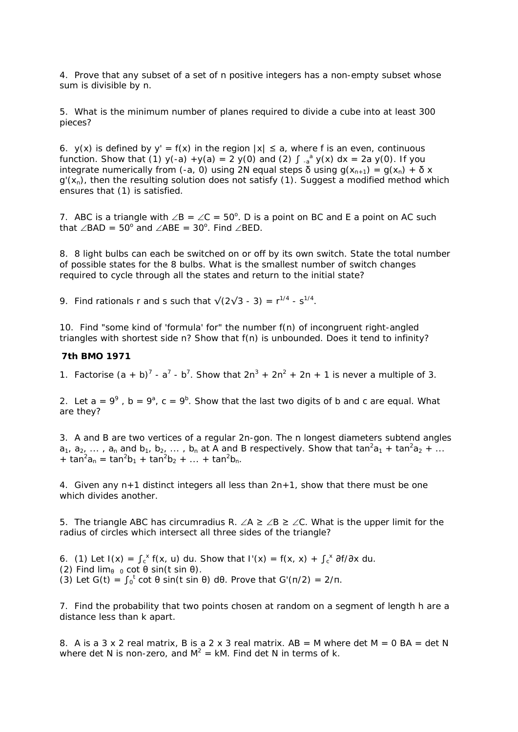4. Prove that any subset of a set of n positive integers has a non-empty subset whose sum is divisible by n.

5. What is the minimum number of planes required to divide a cube into at least 300 pieces?

6. $y(x)$ is defined by $y' = f(x)$ in the region $|x| \le a$, where f is an even, continuous function. Show that (1) $y(-a) + y(a) = 2\, y(0)$ and (2) $\int_{-a}^{a} y(x)\, dx = 2a\, y(0)$. If you integrate numerically from (-a, 0) using 2N equal steps $\delta$ using $g(x_{n+1}) = g(x_n) + \delta\, x\, g'(x_n)$, then the resulting solution does not satisfy (1). Suggest a modified method which ensures that (1) is satisfied.

7. ABC is a triangle with $\angle B = \angle C = 50^o$. D is a point on BC and E a point on AC such that $\angle BAD = 50^o$ and $\angle ABE = 30^o$. Find $\angle BED$.

8. 8 light bulbs can each be switched on or off by its own switch. State the total number of possible states for the 8 bulbs. What is the smallest number of switch changes required to cycle through all the states and return to the initial state?

9. Find rationals r and s such that $\sqrt{2\sqrt{3} - 3} = r^{1/4} - s^{1/4}$.

10. Find "some kind of 'formula' for" the number f(n) of incongruent right-angled triangles with shortest side n? Show that f(n) is unbounded. Does it tend to infinity?

### 7th BMO 1971

1. Factorise $(a + b)^7 - a^7 - b^7$. Show that $2n^3 + 2n^2 + 2n + 1$ is never a multiple of 3.

2. Let $a = 9^9$, $b = 9^a$, $c = 9^b$. Show that the last two digits of b and c are equal. What are they?

3. A and B are two vertices of a regular 2n-gon. The n longest diameters subtend angles $a_1, a_2, \dots, a_n$ and $b_1, b_2, \dots, b_n$ at A and B respectively. Show that $\tan^2 a_1 + \tan^2 a_2 + \dots + \tan^2 a_n = \tan^2 b_1 + \tan^2 b_2 + \dots + \tan^2 b_n$.

4. Given any n+1 distinct integers all less than 2n+1, show that there must be one which divides another.

5. The triangle ABC has circumradius R. $\angle A \ge \angle B \ge \angle C$. What is the upper limit for the radius of circles which intersect all three sides of the triangle?

6. (1) Let $I(x) = \int_c^x f(x, u)\, du$. Show that $I'(x) = f(x, x) + \int_c^x \partial f/\partial x\, du$.
(2) Find $\lim_{\theta \to 0} \cot\theta \sin(t \sin\theta)$.
(3) Let $G(t) = \int_0^t \cot\theta \sin(t \sin\theta)\, d\theta$. Prove that $G'(\pi/2) = 2/\pi$.

7. Find the probability that two points chosen at random on a segment of length h are a distance less than k apart.

8. A is a 3 x 2 real matrix, B is a 2 x 3 real matrix. AB = M where det M = 0 BA = det N where det N is non-zero, and $M^2 = kM$. Find det N in terms of k.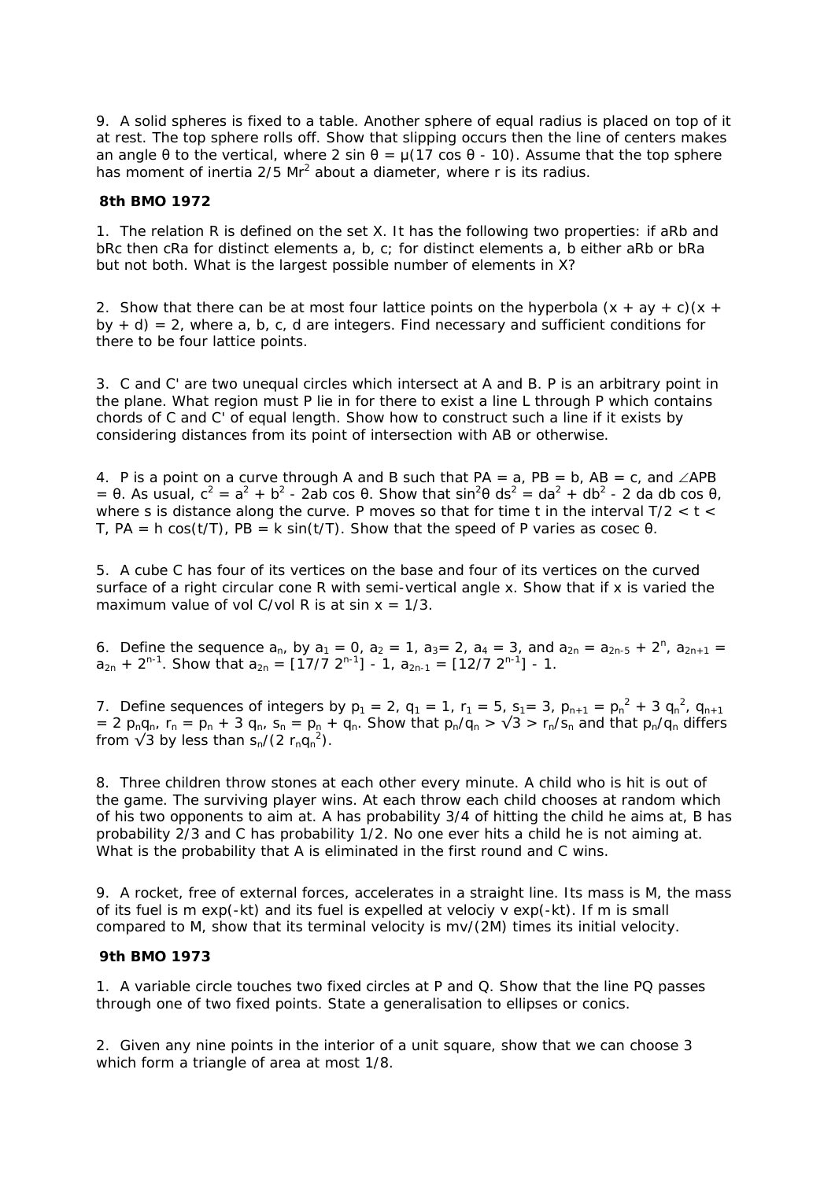9. A solid spheres is fixed to a table. Another sphere of equal radius is placed on top of it at rest. The top sphere rolls off. Show that slipping occurs then the line of centers makes an angle θ to the vertical, where $2 \sin \theta = \mu(17 \cos \theta - 10)$. Assume that the top sphere has moment of inertia $2/5\ Mr^2$ about a diameter, where r is its radius.

**8th BMO 1972**

1. The relation R is defined on the set X. It has the following two properties: if aRb and bRc then cRa for distinct elements a, b, c; for distinct elements a, b either aRb or bRa but not both. What is the largest possible number of elements in X?

2. Show that there can be at most four lattice points on the hyperbola $(x + ay + c)(x + by + d) = 2$, where a, b, c, d are integers. Find necessary and sufficient conditions for there to be four lattice points.

3. C and C' are two unequal circles which intersect at A and B. P is an arbitrary point in the plane. What region must P lie in for there to exist a line L through P which contains chords of C and C' of equal length. Show how to construct such a line if it exists by considering distances from its point of intersection with AB or otherwise.

4. P is a point on a curve through A and B such that PA = a, PB = b, AB = c, and ∠APB = θ. As usual, $c^2 = a^2 + b^2 - 2ab \cos \theta$. Show that $\sin^2\theta\ ds^2 = da^2 + db^2 - 2\ da\ db \cos \theta$, where s is distance along the curve. P moves so that for time t in the interval $T/2 < t < T$, $PA = h \cos(t/T)$, $PB = k \sin(t/T)$. Show that the speed of P varies as cosec θ.

5. A cube C has four of its vertices on the base and four of its vertices on the curved surface of a right circular cone R with semi-vertical angle x. Show that if x is varied the maximum value of vol C/vol R is at $\sin x = 1/3$.

6. Define the sequence $a_n$, by $a_1 = 0$, $a_2 = 1$, $a_3 = 2$, $a_4 = 3$, and $a_{2n} = a_{2n-5} + 2^n$, $a_{2n+1} = a_{2n} + 2^{n-1}$. Show that $a_{2n} = [17/7\ 2^{n-1}] - 1$, $a_{2n-1} = [12/7\ 2^{n-1}] - 1$.

7. Define sequences of integers by $p_1 = 2$, $q_1 = 1$, $r_1 = 5$, $s_1 = 3$, $p_{n+1} = p_n^2 + 3\ q_n^2$, $q_{n+1} = 2\ p_n q_n$, $r_n = p_n + 3\ q_n$, $s_n = p_n + q_n$. Show that $p_n/q_n > \sqrt{3} > r_n/s_n$ and that $p_n/q_n$ differs from $\sqrt{3}$ by less than $s_n/(2\ r_n q_n^2)$.

8. Three children throw stones at each other every minute. A child who is hit is out of the game. The surviving player wins. At each throw each child chooses at random which of his two opponents to aim at. A has probability 3/4 of hitting the child he aims at, B has probability 2/3 and C has probability 1/2. No one ever hits a child he is not aiming at. What is the probability that A is eliminated in the first round and C wins.

9. A rocket, free of external forces, accelerates in a straight line. Its mass is M, the mass of its fuel is $m \exp(-kt)$ and its fuel is expelled at velociy $v \exp(-kt)$. If m is small compared to M, show that its terminal velocity is $mv/(2M)$ times its initial velocity.

**9th BMO 1973**

1. A variable circle touches two fixed circles at P and Q. Show that the line PQ passes through one of two fixed points. State a generalisation to ellipses or conics.

2. Given any nine points in the interior of a unit square, show that we can choose 3 which form a triangle of area at most 1/8.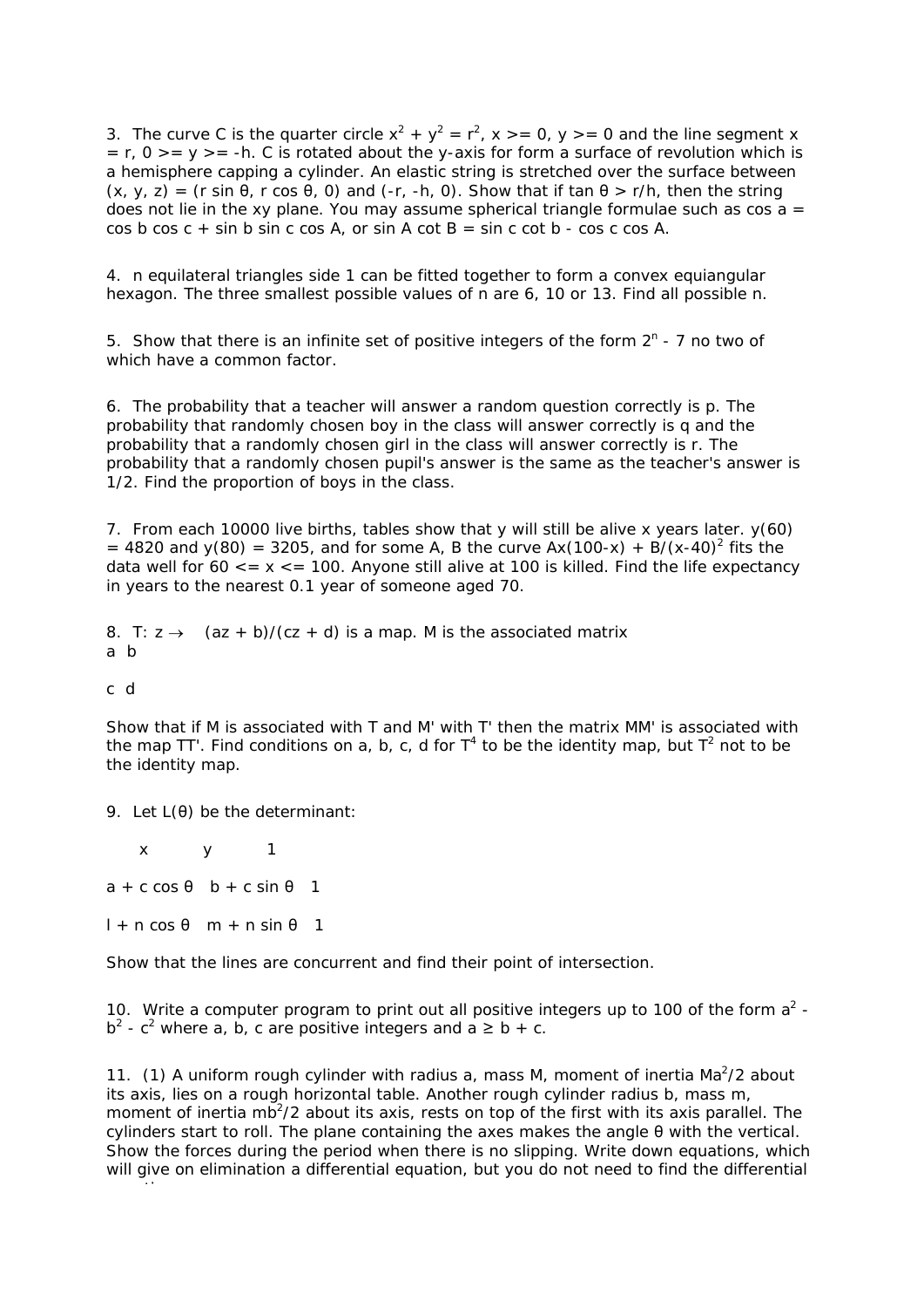3. The curve C is the quarter circle $x^2 + y^2 = r^2$, $x >= 0$, $y >= 0$ and the line segment $x = r$, $0 >= y >= -h$. C is rotated about the y-axis for form a surface of revolution which is a hemisphere capping a cylinder. An elastic string is stretched over the surface between $(x, y, z) = (r \sin \theta, r \cos \theta, 0)$ and $(-r, -h, 0)$. Show that if $\tan \theta > r/h$, then the string does not lie in the xy plane. You may assume spherical triangle formulae such as $\cos a = \cos b \cos c + \sin b \sin c \cos A$, or $\sin A \cot B = \sin c \cot b - \cos c \cos A$.

4. n equilateral triangles side 1 can be fitted together to form a convex equiangular hexagon. The three smallest possible values of n are 6, 10 or 13. Find all possible n.

5. Show that there is an infinite set of positive integers of the form $2^n - 7$ no two of which have a common factor.

6. The probability that a teacher will answer a random question correctly is p. The probability that randomly chosen boy in the class will answer correctly is q and the probability that a randomly chosen girl in the class will answer correctly is r. The probability that a randomly chosen pupil's answer is the same as the teacher's answer is 1/2. Find the proportion of boys in the class.

7. From each 10000 live births, tables show that y will still be alive x years later. $y(60) = 4820$ and $y(80) = 3205$, and for some A, B the curve $Ax(100-x) + B/(x-40)^2$ fits the data well for $60 <= x <= 100$. Anyone still alive at 100 is killed. Find the life expectancy in years to the nearest 0.1 year of someone aged 70.

8. T: $z \to (az + b)/(cz + d)$ is a map. M is the associated matrix

a b

c d

Show that if M is associated with T and M' with T' then the matrix MM' is associated with the map TT'. Find conditions on a, b, c, d for $T^4$ to be the identity map, but $T^2$ not to be the identity map.

9. Let $L(\theta)$ be the determinant:

x y 1

$a + c \cos \theta$ $b + c \sin \theta$ 1

$l + n \cos \theta$ $m + n \sin \theta$ 1

Show that the lines are concurrent and find their point of intersection.

10. Write a computer program to print out all positive integers up to 100 of the form $a^2 - b^2 - c^2$ where a, b, c are positive integers and $a \geq b + c$.

11. (1) A uniform rough cylinder with radius a, mass M, moment of inertia $Ma^2/2$ about its axis, lies on a rough horizontal table. Another rough cylinder radius b, mass m, moment of inertia $mb^2/2$ about its axis, rests on top of the first with its axis parallel. The cylinders start to roll. The plane containing the axes makes the angle θ with the vertical. Show the forces during the period when there is no slipping. Write down equations, which will give on elimination a differential equation, but you do not need to find the differential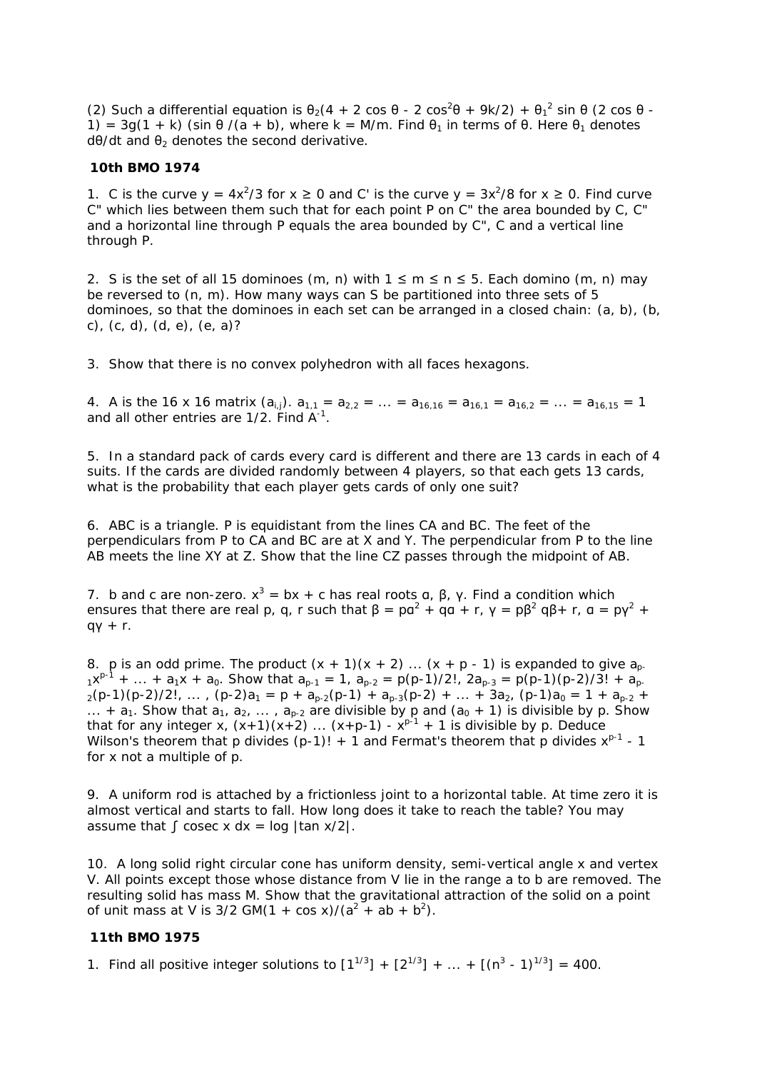(2) Such a differential equation is $\theta_2(4 + 2 \cos \theta - 2 \cos^2\theta + 9k/2) + \theta_1^2 \sin \theta (2 \cos \theta - 1) = 3g(1 + k) (\sin \theta /(a + b)$, where $k = M/m$. Find $\theta_1$ in terms of $\theta$. Here $\theta_1$ denotes $d\theta/dt$ and $\theta_2$ denotes the second derivative.

### 10th BMO 1974

1. C is the curve $y = 4x^2/3$ for $x \geq 0$ and C' is the curve $y = 3x^2/8$ for $x \geq 0$. Find curve C" which lies between them such that for each point P on C" the area bounded by C, C" and a horizontal line through P equals the area bounded by C", C and a vertical line through P.

2. S is the set of all 15 dominoes $(m, n)$ with $1 \leq m \leq n \leq 5$. Each domino $(m, n)$ may be reversed to $(n, m)$. How many ways can S be partitioned into three sets of 5 dominoes, so that the dominoes in each set can be arranged in a closed chain: $(a, b), (b, c), (c, d), (d, e), (e, a)$?

3. Show that there is no convex polyhedron with all faces hexagons.

4. A is the 16 x 16 matrix $(a_{i,j})$. $a_{1,1} = a_{2,2} = \dots = a_{16,16} = a_{16,1} = a_{16,2} = \dots = a_{16,15} = 1$ and all other entries are 1/2. Find $A^{-1}$.

5. In a standard pack of cards every card is different and there are 13 cards in each of 4 suits. If the cards are divided randomly between 4 players, so that each gets 13 cards, what is the probability that each player gets cards of only one suit?

6. ABC is a triangle. P is equidistant from the lines CA and BC. The feet of the perpendiculars from P to CA and BC are at X and Y. The perpendicular from P to the line AB meets the line XY at Z. Show that the line CZ passes through the midpoint of AB.

7. b and c are non-zero. $x^3 = bx + c$ has real roots $\alpha, \beta, \gamma$. Find a condition which ensures that there are real p, q, r such that $\beta = p\alpha^2 + q\alpha + r$, $\gamma = p\beta^2 q\beta + r$, $\alpha = p\gamma^2 + q\gamma + r$.

8. p is an odd prime. The product $(x + 1)(x + 2) \dots (x + p - 1)$ is expanded to give $a_{p-1}x^{p-1} + \dots + a_1x + a_0$. Show that $a_{p-1} = 1$, $a_{p-2} = p(p-1)/2!$, $2a_{p-3} = p(p-1)(p-2)/3! + a_{p-2}(p-1)(p-2)/2!$, ... , $(p-2)a_1 = p + a_{p-2}(p-1) + a_{p-3}(p-2) + \dots + 3a_2$, $(p-1)a_0 = 1 + a_{p-2} + \dots + a_1$. Show that $a_1, a_2, \dots, a_{p-2}$ are divisible by p and $(a_0 + 1)$ is divisible by p. Show that for any integer x, $(x+1)(x+2) \dots (x+p-1) - x^{p-1} + 1$ is divisible by p. Deduce Wilson's theorem that p divides $(p-1)! + 1$ and Fermat's theorem that p divides $x^{p-1} - 1$ for x not a multiple of p.

9. A uniform rod is attached by a frictionless joint to a horizontal table. At time zero it is almost vertical and starts to fall. How long does it take to reach the table? You may assume that $\int \operatorname{cosec} x \, dx = \log |\tan x/2|$.

10. A long solid right circular cone has uniform density, semi-vertical angle x and vertex V. All points except those whose distance from V lie in the range a to b are removed. The resulting solid has mass M. Show that the gravitational attraction of the solid on a point of unit mass at V is $3/2 \, GM(1 + \cos x)/(a^2 + ab + b^2)$.

### 11th BMO 1975

1. Find all positive integer solutions to $[1^{1/3}] + [2^{1/3}] + \dots + [(n^3 - 1)^{1/3}] = 400$.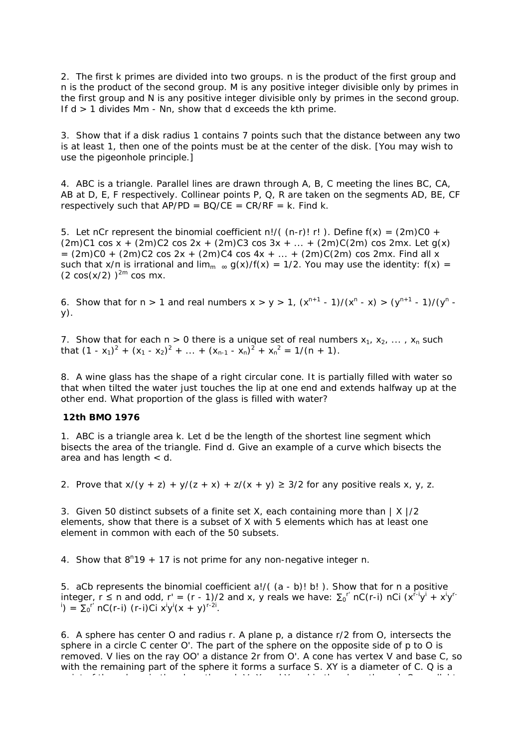2. The first k primes are divided into two groups. n is the product of the first group and n is the product of the second group. M is any positive integer divisible only by primes in the first group and N is any positive integer divisible only by primes in the second group. If d > 1 divides Mm - Nn, show that d exceeds the kth prime.

3. Show that if a disk radius 1 contains 7 points such that the distance between any two is at least 1, then one of the points must be at the center of the disk. [You may wish to use the pigeonhole principle.]

4. ABC is a triangle. Parallel lines are drawn through A, B, C meeting the lines BC, CA, AB at D, E, F respectively. Collinear points P, Q, R are taken on the segments AD, BE, CF respectively such that AP/PD = BQ/CE = CR/RF = k. Find k.

5. Let nCr represent the binomial coefficient n!/( (n-r)! r! ). Define f(x) = (2m)C0 + (2m)C1 cos x + (2m)C2 cos 2x + (2m)C3 cos 3x + ... + (2m)C(2m) cos 2mx. Let g(x) = (2m)C0 + (2m)C2 cos 2x + (2m)C4 cos 4x + ... + (2m)C(2m) cos 2mx. Find all x such that x/π is irrational and $\lim_{m \to \infty} g(x)/f(x) = 1/2$. You may use the identity: f(x) = $(2 \cos(x/2))^{2m} \cos mx$.

6. Show that for n > 1 and real numbers x > y > 1, $(x^{n+1} - 1)/(x^n - x) > (y^{n+1} - 1)/(y^n - y)$.

7. Show that for each n > 0 there is a unique set of real numbers $x_1, x_2, \dots , x_n$ such that $(1 - x_1)^2 + (x_1 - x_2)^2 + \dots + (x_{n-1} - x_n)^2 + x_n^2 = 1/(n + 1)$.

8. A wine glass has the shape of a right circular cone. It is partially filled with water so that when tilted the water just touches the lip at one end and extends halfway up at the other end. What proportion of the glass is filled with water?

**12th BMO 1976**

1. ABC is a triangle area k. Let d be the length of the shortest line segment which bisects the area of the triangle. Find d. Give an example of a curve which bisects the area and has length < d.

2. Prove that x/(y + z) + y/(z + x) + z/(x + y) ≥ 3/2 for any positive reals x, y, z.

3. Given 50 distinct subsets of a finite set X, each containing more than | X |/2 elements, show that there is a subset of X with 5 elements which has at least one element in common with each of the 50 subsets.

4. Show that $8^n19 + 17$ is not prime for any non-negative integer n.

5. aCb represents the binomial coefficient a!/( (a - b)! b! ). Show that for n a positive integer, r ≤ n and odd, r' = (r - 1)/2 and x, y reals we have: $\sum_0^{r'}$ nC(r-i) nCi $(x^{r-i}y^i + x^iy^{r-i})$ = $\sum_0^{r'}$ nC(r-i) (r-i)Ci $x^iy^i(x + y)^{r-2i}$.

6. A sphere has center O and radius r. A plane p, a distance r/2 from O, intersects the sphere in a circle C center O'. The part of the sphere on the opposite side of p to O is removed. V lies on the ray OO' a distance 2r from O'. A cone has vertex V and base C, so with the remaining part of the sphere it forms a surface S. XY is a diameter of C. Q is a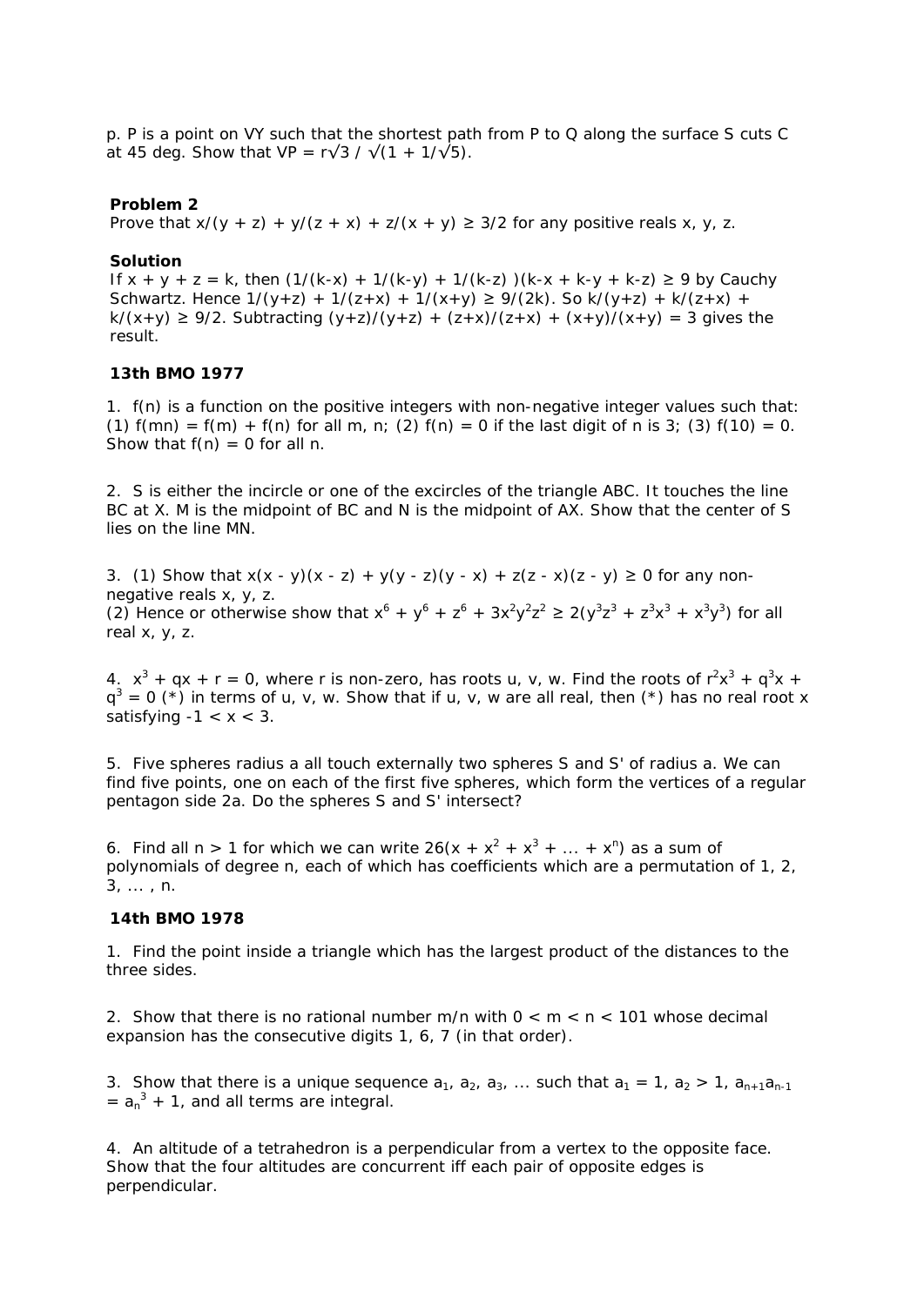p. P is a point on VY such that the shortest path from P to Q along the surface S cuts C at 45 deg. Show that $VP = r\sqrt{3} / \sqrt{1 + 1/\sqrt{5}}$.

**Problem 2**

Prove that $x/(y + z) + y/(z + x) + z/(x + y) \geq 3/2$ for any positive reals x, y, z.

**Solution**

If $x + y + z = k$, then $(1/(k-x) + 1/(k-y) + 1/(k-z))(k-x + k-y + k-z) \geq 9$ by Cauchy Schwartz. Hence $1/(y+z) + 1/(z+x) + 1/(x+y) \geq 9/(2k)$. So $k/(y+z) + k/(z+x) + k/(x+y) \geq 9/2$. Subtracting $(y+z)/(y+z) + (z+x)/(z+x) + (x+y)/(x+y) = 3$ gives the result.

**13th BMO 1977**

1. f(n) is a function on the positive integers with non-negative integer values such that: (1) $f(mn) = f(m) + f(n)$ for all m, n; (2) $f(n) = 0$ if the last digit of n is 3; (3) $f(10) = 0$. Show that $f(n) = 0$ for all n.

2. S is either the incircle or one of the excircles of the triangle ABC. It touches the line BC at X. M is the midpoint of BC and N is the midpoint of AX. Show that the center of S lies on the line MN.

3. (1) Show that $x(x - y)(x - z) + y(y - z)(y - x) + z(z - x)(z - y) \geq 0$ for any non-negative reals x, y, z.
(2) Hence or otherwise show that $x^6 + y^6 + z^6 + 3x^2y^2z^2 \geq 2(y^3z^3 + z^3x^3 + x^3y^3)$ for all real x, y, z.

4. $x^3 + qx + r = 0$, where r is non-zero, has roots u, v, w. Find the roots of $r^2x^3 + q^3x + q^3 = 0$ (*) in terms of u, v, w. Show that if u, v, w are all real, then (*) has no real root x satisfying $-1 < x < 3$.

5. Five spheres radius a all touch externally two spheres S and S' of radius a. We can find five points, one on each of the first five spheres, which form the vertices of a regular pentagon side 2a. Do the spheres S and S' intersect?

6. Find all $n > 1$ for which we can write $26(x + x^2 + x^3 + ... + x^n)$ as a sum of polynomials of degree n, each of which has coefficients which are a permutation of 1, 2, 3, ... , n.

**14th BMO 1978**

1. Find the point inside a triangle which has the largest product of the distances to the three sides.

2. Show that there is no rational number m/n with $0 < m < n < 101$ whose decimal expansion has the consecutive digits 1, 6, 7 (in that order).

3. Show that there is a unique sequence $a_1, a_2, a_3, ...$ such that $a_1 = 1$, $a_2 > 1$, $a_{n+1}a_{n-1} = a_n^3 + 1$, and all terms are integral.

4. An altitude of a tetrahedron is a perpendicular from a vertex to the opposite face. Show that the four altitudes are concurrent iff each pair of opposite edges is perpendicular.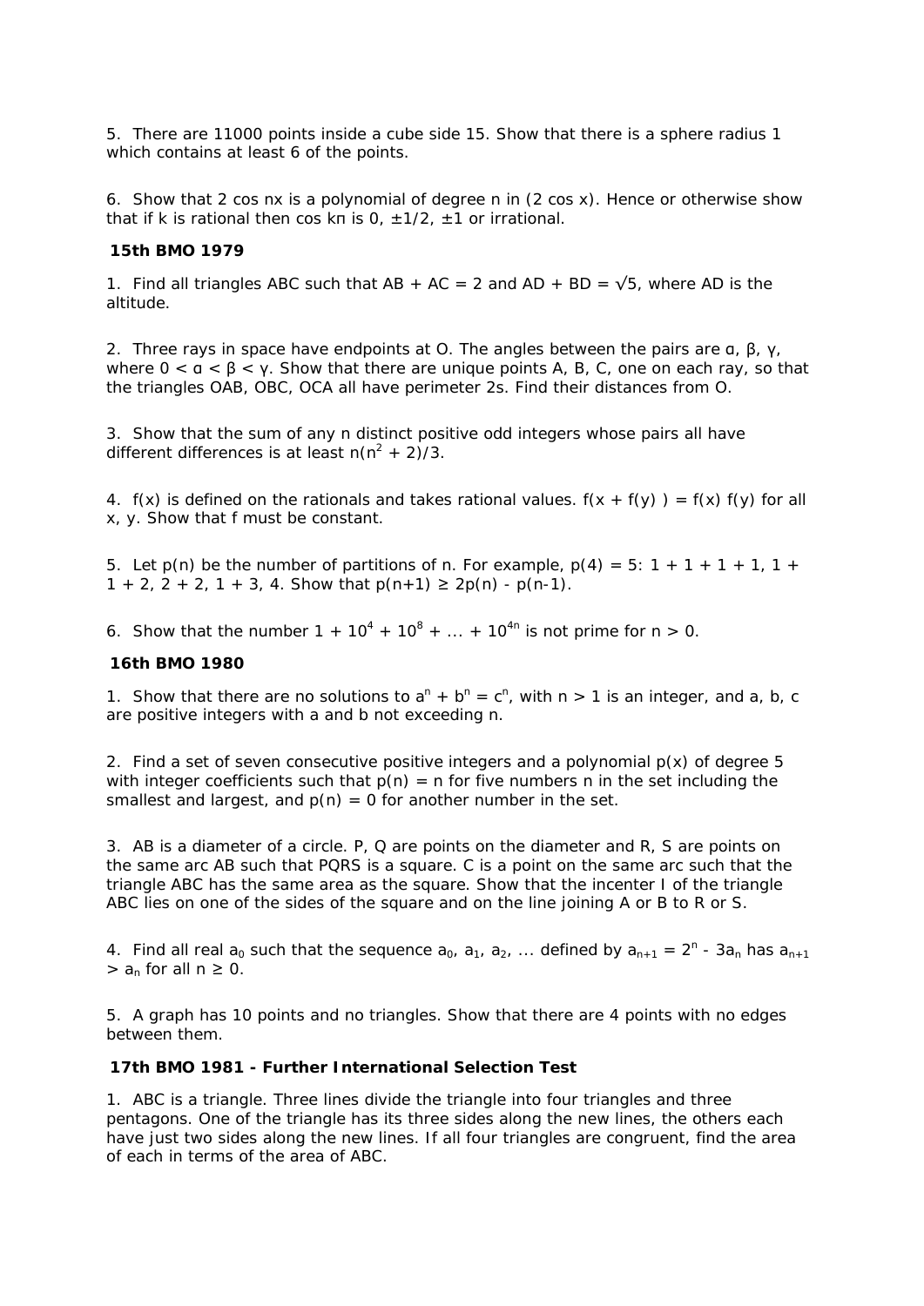5. There are 11000 points inside a cube side 15. Show that there is a sphere radius 1 which contains at least 6 of the points.

6. Show that 2 cos nx is a polynomial of degree n in (2 cos x). Hence or otherwise show that if k is rational then cos kπ is 0, ±1/2, ±1 or irrational.

### 15th BMO 1979

1. Find all triangles ABC such that AB + AC = 2 and AD + BD = √5, where AD is the altitude.

2. Three rays in space have endpoints at O. The angles between the pairs are α, β, γ, where 0 < α < β < γ. Show that there are unique points A, B, C, one on each ray, so that the triangles OAB, OBC, OCA all have perimeter 2s. Find their distances from O.

3. Show that the sum of any n distinct positive odd integers whose pairs all have different differences is at least $n(n^2 + 2)/3$.

4. f(x) is defined on the rationals and takes rational values. f(x + f(y) ) = f(x) f(y) for all x, y. Show that f must be constant.

5. Let p(n) be the number of partitions of n. For example, p(4) = 5: 1 + 1 + 1 + 1, 1 + 1 + 2, 2 + 2, 1 + 3, 4. Show that p(n+1) ≥ 2p(n) - p(n-1).

6. Show that the number $1 + 10^4 + 10^8 + \dots + 10^{4n}$ is not prime for n > 0.

### 16th BMO 1980

1. Show that there are no solutions to $a^n + b^n = c^n$, with n > 1 is an integer, and a, b, c are positive integers with a and b not exceeding n.

2. Find a set of seven consecutive positive integers and a polynomial p(x) of degree 5 with integer coefficients such that p(n) = n for five numbers n in the set including the smallest and largest, and p(n) = 0 for another number in the set.

3. AB is a diameter of a circle. P, Q are points on the diameter and R, S are points on the same arc AB such that PQRS is a square. C is a point on the same arc such that the triangle ABC has the same area as the square. Show that the incenter I of the triangle ABC lies on one of the sides of the square and on the line joining A or B to R or S.

4. Find all real $a_0$ such that the sequence $a_0, a_1, a_2, \dots$ defined by $a_{n+1} = 2^n - 3a_n$ has $a_{n+1} > a_n$ for all n ≥ 0.

5. A graph has 10 points and no triangles. Show that there are 4 points with no edges between them.

### 17th BMO 1981 - Further International Selection Test

1. ABC is a triangle. Three lines divide the triangle into four triangles and three pentagons. One of the triangle has its three sides along the new lines, the others each have just two sides along the new lines. If all four triangles are congruent, find the area of each in terms of the area of ABC.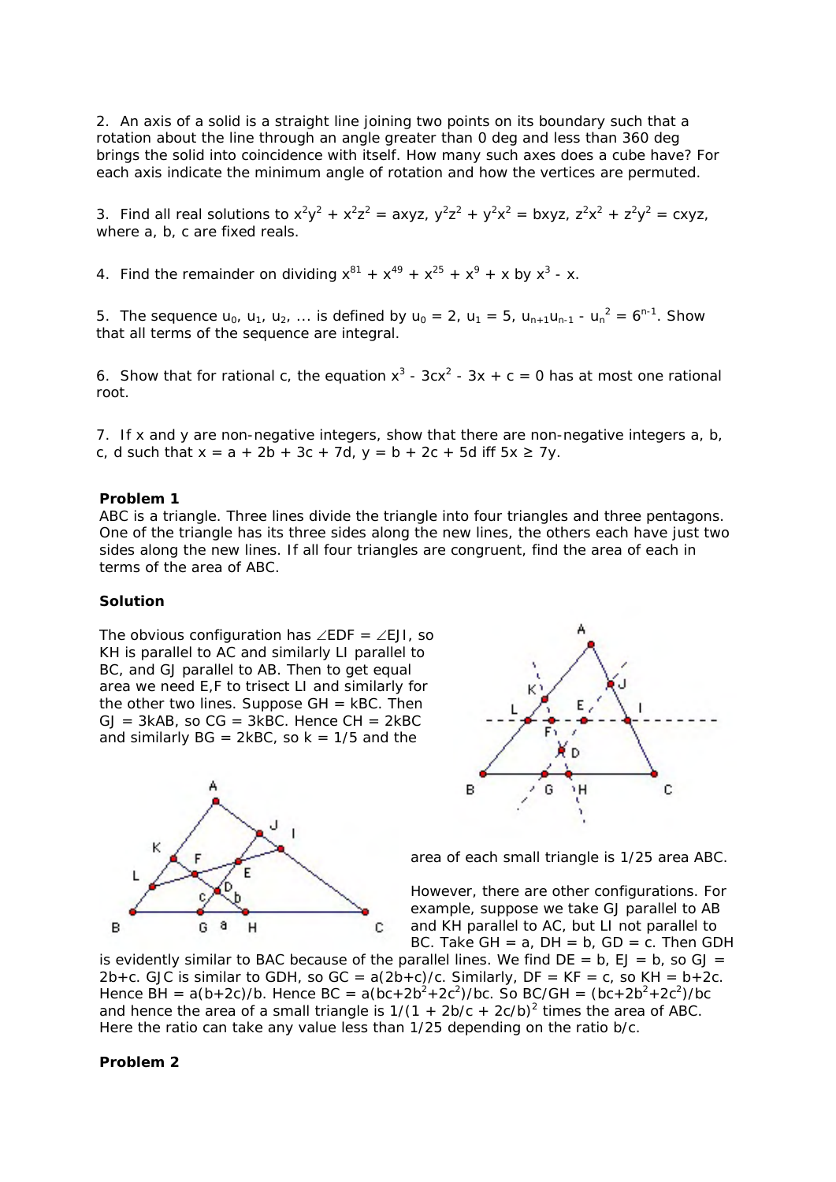2. An axis of a solid is a straight line joining two points on its boundary such that a rotation about the line through an angle greater than 0 deg and less than 360 deg brings the solid into coincidence with itself. How many such axes does a cube have? For each axis indicate the minimum angle of rotation and how the vertices are permuted.

3. Find all real solutions to $x^2y^2 + x^2z^2 = axyz$, $y^2z^2 + y^2x^2 = bxyz$, $z^2x^2 + z^2y^2 = cxyz$, where a, b, c are fixed reals.

4. Find the remainder on dividing $x^{81} + x^{49} + x^{25} + x^9 + x$ by $x^3 - x$.

5. The sequence $u_0, u_1, u_2, \ldots$ is defined by $u_0 = 2$, $u_1 = 5$, $u_{n+1}u_{n-1} - u_n^2 = 6^{n-1}$. Show that all terms of the sequence are integral.

6. Show that for rational c, the equation $x^3 - 3cx^2 - 3x + c = 0$ has at most one rational root.

7. If x and y are non-negative integers, show that there are non-negative integers a, b, c, d such that $x = a + 2b + 3c + 7d$, $y = b + 2c + 5d$ iff $5x \geq 7y$.

**Problem 1**

ABC is a triangle. Three lines divide the triangle into four triangles and three pentagons. One of the triangle has its three sides along the new lines, the others each have just two sides along the new lines. If all four triangles are congruent, find the area of each in terms of the area of ABC.

**Solution**

The obvious configuration has $\angle EDF = \angle EJI$, so KH is parallel to AC and similarly LI parallel to BC, and GJ parallel to AB. Then to get equal area we need E,F to trisect LI and similarly for the other two lines. Suppose GH = kBC. Then GJ = 3kAB, so CG = 3kBC. Hence CH = 2kBC and similarly BG = 2kBC, so k = 1/5 and the area of each small triangle is 1/25 area ABC.

However, there are other configurations. For example, suppose we take GJ parallel to AB and KH parallel to AC, but LI not parallel to BC. Take GH = a, DH = b, GD = c. Then GDH is evidently similar to BAC because of the parallel lines. We find DE = b, EJ = b, so GJ = 2b+c. GJC is similar to GDH, so GC = a(2b+c)/c. Similarly, DF = KF = c, so KH = b+2c. Hence BH = a(b+2c)/b. Hence BC = $a(bc+2b^2+2c^2)/bc$. So BC/GH = $(bc+2b^2+2c^2)/bc$ and hence the area of a small triangle is $1/(1 + 2b/c + 2c/b)^2$ times the area of ABC. Here the ratio can take any value less than 1/25 depending on the ratio b/c.

**Problem 2**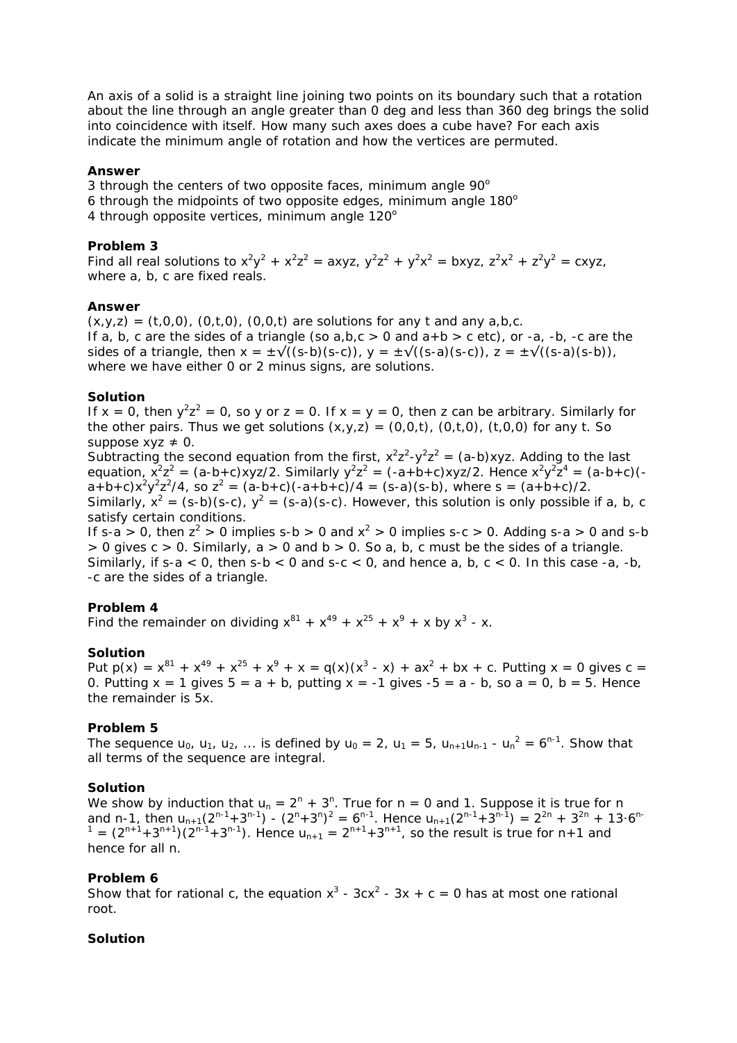An axis of a solid is a straight line joining two points on its boundary such that a rotation about the line through an angle greater than 0 deg and less than 360 deg brings the solid into coincidence with itself. How many such axes does a cube have? For each axis indicate the minimum angle of rotation and how the vertices are permuted.

**Answer**

3 through the centers of two opposite faces, minimum angle $90^o$

6 through the midpoints of two opposite edges, minimum angle $180^o$

4 through opposite vertices, minimum angle $120^o$

**Problem 3**

Find all real solutions to $x^2y^2 + x^2z^2 = axyz$, $y^2z^2 + y^2x^2 = bxyz$, $z^2x^2 + z^2y^2 = cxyz$, where a, b, c are fixed reals.

**Answer**

$(x,y,z) = (t,0,0)$, $(0,t,0)$, $(0,0,t)$ are solutions for any t and any a,b,c.

If a, b, c are the sides of a triangle (so $a,b,c > 0$ and $a+b > c$ etc), or -a, -b, -c are the sides of a triangle, then $x = \pm\sqrt{(s-b)(s-c)}$, $y = \pm\sqrt{(s-a)(s-c)}$, $z = \pm\sqrt{(s-a)(s-b)}$, where we have either 0 or 2 minus signs, are solutions.

**Solution**

If $x = 0$, then $y^2z^2 = 0$, so y or $z = 0$. If $x = y = 0$, then z can be arbitrary. Similarly for the other pairs. Thus we get solutions $(x,y,z) = (0,0,t)$, $(0,t,0)$, $(t,0,0)$ for any t. So suppose $xyz \neq 0$.

Subtracting the second equation from the first, $x^2z^2 - y^2z^2 = (a-b)xyz$. Adding to the last equation, $x^2z^2 = (a-b+c)xyz/2$. Similarly $y^2z^2 = (-a+b+c)xyz/2$. Hence $x^2y^2z^4 = (a-b+c)(-a+b+c)x^2y^2z^2/4$, so $z^2 = (a-b+c)(-a+b+c)/4 = (s-a)(s-b)$, where $s = (a+b+c)/2$. Similarly, $x^2 = (s-b)(s-c)$, $y^2 = (s-a)(s-c)$. However, this solution is only possible if a, b, c satisfy certain conditions.

If $s-a > 0$, then $z^2 > 0$ implies $s-b > 0$ and $x^2 > 0$ implies $s-c > 0$. Adding $s-a > 0$ and $s-b > 0$ gives $c > 0$. Similarly, $a > 0$ and $b > 0$. So a, b, c must be the sides of a triangle. Similarly, if $s-a < 0$, then $s-b < 0$ and $s-c < 0$, and hence $a, b, c < 0$. In this case -a, -b, -c are the sides of a triangle.

**Problem 4**

Find the remainder on dividing $x^{81} + x^{49} + x^{25} + x^9 + x$ by $x^3 - x$.

**Solution**

Put $p(x) = x^{81} + x^{49} + x^{25} + x^9 + x = q(x)(x^3 - x) + ax^2 + bx + c$. Putting $x = 0$ gives $c = 0$. Putting $x = 1$ gives $5 = a + b$, putting $x = -1$ gives $-5 = a - b$, so $a = 0$, $b = 5$. Hence the remainder is $5x$.

**Problem 5**

The sequence $u_0, u_1, u_2, \dots$ is defined by $u_0 = 2$, $u_1 = 5$, $u_{n+1}u_{n-1} - u_n^2 = 6^{n-1}$. Show that all terms of the sequence are integral.

**Solution**

We show by induction that $u_n = 2^n + 3^n$. True for $n = 0$ and 1. Suppose it is true for n and n-1, then $u_{n+1}(2^{n-1}+3^{n-1}) - (2^n+3^n)^2 = 6^{n-1}$. Hence $u_{n+1}(2^{n-1}+3^{n-1}) = 2^{2n} + 3^{2n} + 13\cdot 6^{n-1} = (2^{n+1}+3^{n+1})(2^{n-1}+3^{n-1})$. Hence $u_{n+1} = 2^{n+1}+3^{n+1}$, so the result is true for n+1 and hence for all n.

**Problem 6**

Show that for rational c, the equation $x^3 - 3cx^2 - 3x + c = 0$ has at most one rational root.

**Solution**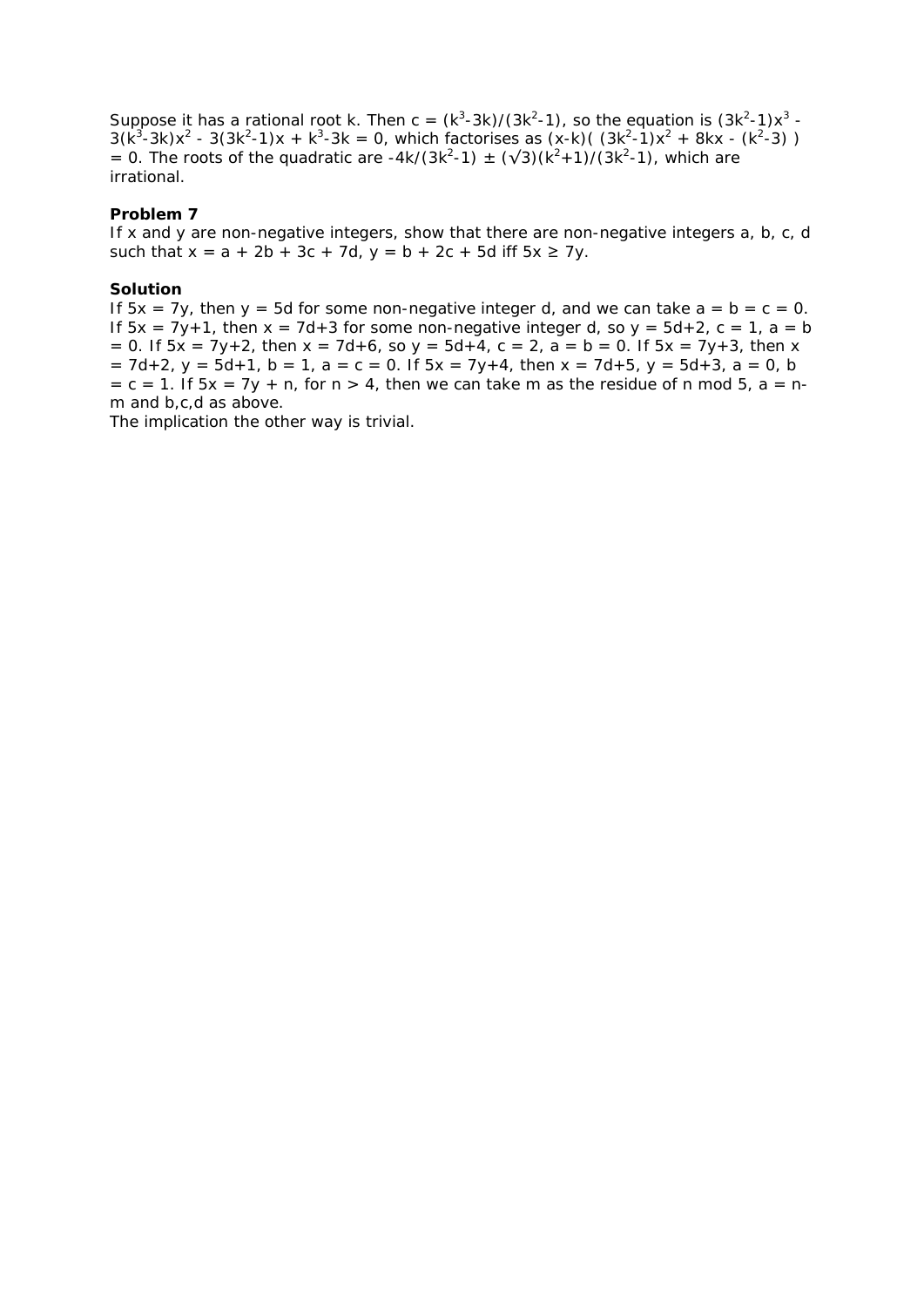Suppose it has a rational root k. Then $c = (k^3-3k)/(3k^2-1)$, so the equation is $(3k^2-1)x^3 - 3(k^3-3k)x^2 - 3(3k^2-1)x + k^3-3k = 0$, which factorises as $(x-k)( (3k^2-1)x^2 + 8kx - (k^2-3) ) = 0$. The roots of the quadratic are $-4k/(3k^2-1) \pm (\sqrt{3})(k^2+1)/(3k^2-1)$, which are irrational.

**Problem 7**

If x and y are non-negative integers, show that there are non-negative integers a, b, c, d such that $x = a + 2b + 3c + 7d$, $y = b + 2c + 5d$ iff $5x \geq 7y$.

**Solution**

If $5x = 7y$, then $y = 5d$ for some non-negative integer d, and we can take $a = b = c = 0$. If $5x = 7y+1$, then $x = 7d+3$ for some non-negative integer d, so $y = 5d+2$, $c = 1$, $a = b = 0$. If $5x = 7y+2$, then $x = 7d+6$, so $y = 5d+4$, $c = 2$, $a = b = 0$. If $5x = 7y+3$, then $x = 7d+2$, $y = 5d+1$, $b = 1$, $a = c = 0$. If $5x = 7y+4$, then $x = 7d+5$, $y = 5d+3$, $a = 0$, $b = c = 1$. If $5x = 7y + n$, for $n > 4$, then we can take m as the residue of n mod 5, $a = n-m$ and b,c,d as above.

The implication the other way is trivial.